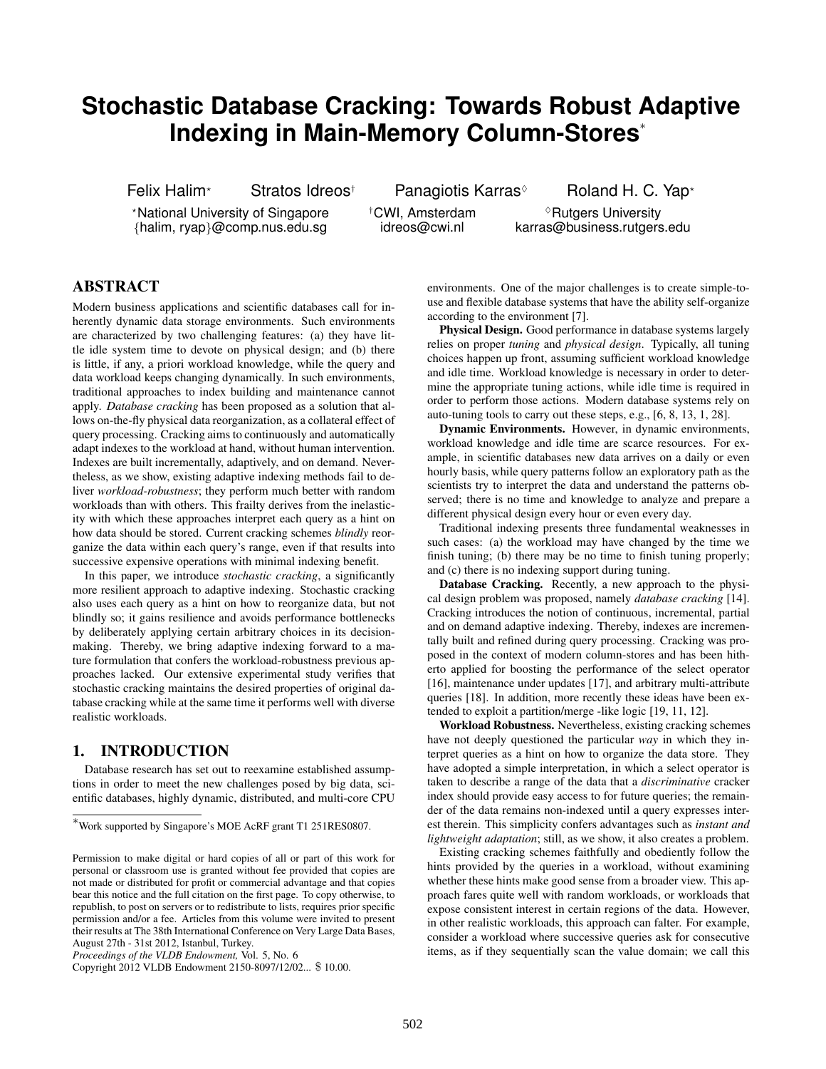# Stochastic Database Cracking: Towards Robust Adaptive Indexing in Main-Memory Column-Stores*

Felix Halim⋆ Stratos Idreos† Panagiotis Karras◊ Roland H. C. Yap⋆

⋆National University of Singapore {halim, ryap}@comp.nus.edu.sg

†CWI, Amsterdam idreos@cwi.nl

◊Rutgers University karras@business.rutgers.edu

## ABSTRACT

Modern business applications and scientific databases call for inherently dynamic data storage environments. Such environments are characterized by two challenging features: (a) they have little idle system time to devote on physical design; and (b) there is little, if any, a priori workload knowledge, while the query and data workload keeps changing dynamically. In such environments, traditional approaches to index building and maintenance cannot apply. *Database cracking* has been proposed as a solution that allows on-the-fly physical data reorganization, as a collateral effect of query processing. Cracking aims to continuously and automatically adapt indexes to the workload at hand, without human intervention. Indexes are built incrementally, adaptively, and on demand. Nevertheless, as we show, existing adaptive indexing methods fail to deliver *workload-robustness*; they perform much better with random workloads than with others. This frailty derives from the inelasticity with which these approaches interpret each query as a hint on how data should be stored. Current cracking schemes *blindly* reorganize the data within each query's range, even if that results into successive expensive operations with minimal indexing benefit.

In this paper, we introduce *stochastic cracking*, a significantly more resilient approach to adaptive indexing. Stochastic cracking also uses each query as a hint on how to reorganize data, but not blindly so; it gains resilience and avoids performance bottlenecks by deliberately applying certain arbitrary choices in its decision-making. Thereby, we bring adaptive indexing forward to a mature formulation that confers the workload-robustness previous approaches lacked. Our extensive experimental study verifies that stochastic cracking maintains the desired properties of original database cracking while at the same time it performs well with diverse realistic workloads.

## 1. INTRODUCTION

Database research has set out to reexamine established assumptions in order to meet the new challenges posed by big data, scientific databases, highly dynamic, distributed, and multi-core CPU environments. One of the major challenges is to create simple-to-use and flexible database systems that have the ability self-organize according to the environment [7].

**Physical Design.** Good performance in database systems largely relies on proper *tuning* and *physical design*. Typically, all tuning choices happen up front, assuming sufficient workload knowledge and idle time. Workload knowledge is necessary in order to determine the appropriate tuning actions, while idle time is required in order to perform those actions. Modern database systems rely on auto-tuning tools to carry out these steps, e.g., [6, 8, 13, 1, 28].

**Dynamic Environments.** However, in dynamic environments, workload knowledge and idle time are scarce resources. For example, in scientific databases new data arrives on a daily or even hourly basis, while query patterns follow an exploratory path as the scientists try to interpret the data and understand the patterns observed; there is no time and knowledge to analyze and prepare a different physical design every hour or even every day.

Traditional indexing presents three fundamental weaknesses in such cases: (a) the workload may have changed by the time we finish tuning; (b) there may be no time to finish tuning properly; and (c) there is no indexing support during tuning.

**Database Cracking.** Recently, a new approach to the physical design problem was proposed, namely *database cracking* [14]. Cracking introduces the notion of continuous, incremental, partial and on demand adaptive indexing. Thereby, indexes are incrementally built and refined during query processing. Cracking was proposed in the context of modern column-stores and has been hitherto applied for boosting the performance of the select operator [16], maintenance under updates [17], and arbitrary multi-attribute queries [18]. In addition, more recently these ideas have been extended to exploit a partition/merge -like logic [19, 11, 12].

**Workload Robustness.** Nevertheless, existing cracking schemes have not deeply questioned the particular *way* in which they interpret queries as a hint on how to organize the data store. They have adopted a simple interpretation, in which a select operator is taken to describe a range of the data that a *discriminative* cracker index should provide easy access to for future queries; the remainder of the data remains non-indexed until a query expresses interest therein. This simplicity confers advantages such as *instant and lightweight adaptation*; still, as we show, it also creates a problem.

Existing cracking schemes faithfully and obediently follow the hints provided by the queries in a workload, without examining whether these hints make good sense from a broader view. This approach fares quite well with random workloads, or workloads that expose consistent interest in certain regions of the data. However, in other realistic workloads, this approach can falter. For example, consider a workload where successive queries ask for consecutive items, as if they sequentially scan the value domain; we call this

---

*Work supported by Singapore's MOE AcRF grant T1 251RES0807.

Permission to make digital or hard copies of all or part of this work for personal or classroom use is granted without fee provided that copies are not made or distributed for profit or commercial advantage and that copies bear this notice and the full citation on the first page. To copy otherwise, to republish, to post on servers or to redistribute to lists, requires prior specific permission and/or a fee. Articles from this volume were invited to present their results at The 38th International Conference on Very Large Data Bases, August 27th - 31st 2012, Istanbul, Turkey.
*Proceedings of the VLDB Endowment,* Vol. 5, No. 6
Copyright 2012 VLDB Endowment 2150-8097/12/02... $ 10.00.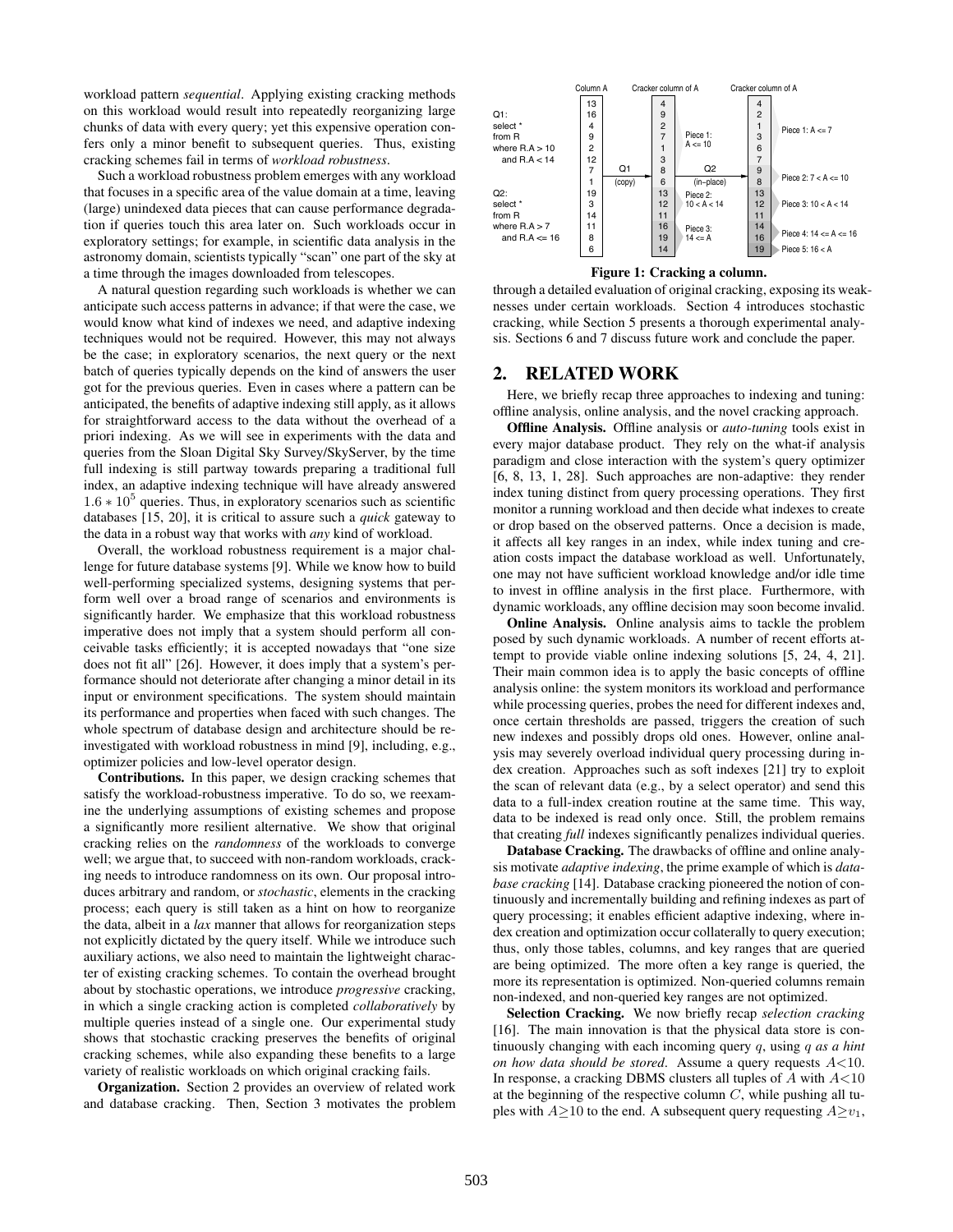workload pattern *sequential*. Applying existing cracking methods on this workload would result into repeatedly reorganizing large chunks of data with every query; yet this expensive operation confers only a minor benefit to subsequent queries. Thus, existing cracking schemes fail in terms of *workload robustness*.

Such a workload robustness problem emerges with any workload that focuses in a specific area of the value domain at a time, leaving (large) unindexed data pieces that can cause performance degradation if queries touch this area later on. Such workloads occur in exploratory settings; for example, in scientific data analysis in the astronomy domain, scientists typically "scan" one part of the sky at a time through the images downloaded from telescopes.

A natural question regarding such workloads is whether we can anticipate such access patterns in advance; if that were the case, we would know what kind of indexes we need, and adaptive indexing techniques would not be required. However, this may not always be the case; in exploratory scenarios, the next query or the next batch of queries typically depends on the kind of answers the user got for the previous queries. Even in cases where a pattern can be anticipated, the benefits of adaptive indexing still apply, as it allows for straightforward access to the data without the overhead of a priori indexing. As we will see in experiments with the data and queries from the Sloan Digital Sky Survey/SkyServer, by the time full indexing is still partway towards preparing a traditional full index, an adaptive indexing technique will have already answered $1.6 * 10^5$ queries. Thus, in exploratory scenarios such as scientific databases [15, 20], it is critical to assure such a *quick* gateway to the data in a robust way that works with *any* kind of workload.

Overall, the workload robustness requirement is a major challenge for future database systems [9]. While we know how to build well-performing specialized systems, designing systems that perform well over a broad range of scenarios and environments is significantly harder. We emphasize that this workload robustness imperative does not imply that a system should perform all conceivable tasks efficiently; it is accepted nowadays that "one size does not fit all" [26]. However, it does imply that a system's performance should not deteriorate after changing a minor detail in its input or environment specifications. The system should maintain its performance and properties when faced with such changes. The whole spectrum of database design and architecture should be reinvestigated with workload robustness in mind [9], including, e.g., optimizer policies and low-level operator design.

**Contributions.** In this paper, we design cracking schemes that satisfy the workload-robustness imperative. To do so, we reexamine the underlying assumptions of existing schemes and propose a significantly more resilient alternative. We show that original cracking relies on the *randomness* of the workloads to converge well; we argue that, to succeed with non-random workloads, cracking needs to introduce randomness on its own. Our proposal introduces arbitrary and random, or *stochastic*, elements in the cracking process; each query is still taken as a hint on how to reorganize the data, albeit in a *lax* manner that allows for reorganization steps not explicitly dictated by the query itself. While we introduce such auxiliary actions, we also need to maintain the lightweight character of existing cracking schemes. To contain the overhead brought about by stochastic operations, we introduce *progressive* cracking, in which a single cracking action is completed *collaboratively* by multiple queries instead of a single one. Our experimental study shows that stochastic cracking preserves the benefits of original cracking schemes, while also expanding these benefits to a large variety of realistic workloads on which original cracking fails.

**Organization.** Section 2 provides an overview of related work and database cracking. Then, Section 3 motivates the problem through a detailed evaluation of original cracking, exposing its weaknesses under certain workloads. Section 4 introduces stochastic cracking, while Section 5 presents a thorough experimental analysis. Sections 6 and 7 discuss future work and conclude the paper.

Column A | Cracker column of A | Cracker column of A

Q1: select * from R where R.A > 10 and R.A < 14

Q2: select * from R where R.A > 7 and R.A <= 16

| Column A | | Cracker column of A | | Cracker column of A | |
|---|---|---|---|---|---|
| 13 | | 4 | | 4 | |
| 16 | | 9 | | 2 | |
| 4 | | 2 | | 1 | Piece 1: A <= 7 |
| 9 | | 7 | Piece 1: A <= 10 | 3 | |
| 2 | | 1 | | 6 | |
| 12 | Q1 (copy) | 3 | Q2 (in-place) | 7 | |
| 7 | | 8 | | 9 | Piece 2: 7 < A <= 10 |
| 1 | | 6 | | 8 | |
| 19 | | 13 | Piece 2: 10 < A < 14 | 13 | |
| 3 | | 12 | | 12 | Piece 3: 10 < A < 14 |
| 14 | | 11 | | 11 | |
| 11 | | 16 | Piece 3: 14 <= A | 14 | Piece 4: 14 <= A <= 16 |
| 8 | | 19 | | 16 | |
| 6 | | 14 | | 19 | Piece 5: 16 < A |

**Figure 1: Cracking a column.**

## 2. RELATED WORK

Here, we briefly recap three approaches to indexing and tuning: offline analysis, online analysis, and the novel cracking approach.

**Offline Analysis.** Offline analysis or *auto-tuning* tools exist in every major database product. They rely on the what-if analysis paradigm and close interaction with the system's query optimizer [6, 8, 13, 1, 28]. Such approaches are non-adaptive: they render index tuning distinct from query processing operations. They first monitor a running workload and then decide what indexes to create or drop based on the observed patterns. Once a decision is made, it affects all key ranges in an index, while index tuning and creation costs impact the database workload as well. Unfortunately, one may not have sufficient workload knowledge and/or idle time to invest in offline analysis in the first place. Furthermore, with dynamic workloads, any offline decision may soon become invalid.

**Online Analysis.** Online analysis aims to tackle the problem posed by such dynamic workloads. A number of recent efforts attempt to provide viable online indexing solutions [5, 24, 4, 21]. Their main common idea is to apply the basic concepts of offline analysis online: the system monitors its workload and performance while processing queries, probes the need for different indexes and, once certain thresholds are passed, triggers the creation of such new indexes and possibly drops old ones. However, online analysis may severely overload individual query processing during index creation. Approaches such as soft indexes [21] try to exploit the scan of relevant data (e.g., by a select operator) and send this data to a full-index creation routine at the same time. This way, data to be indexed is read only once. Still, the problem remains that creating *full* indexes significantly penalizes individual queries.

**Database Cracking.** The drawbacks of offline and online analysis motivate *adaptive indexing*, the prime example of which is *database cracking* [14]. Database cracking pioneered the notion of continuously and incrementally building and refining indexes as part of query processing; it enables efficient adaptive indexing, where index creation and optimization occur collaterally to query execution; thus, only those tables, columns, and key ranges that are queried are being optimized. The more often a key range is queried, the more its representation is optimized. Non-queried columns remain non-indexed, and non-queried key ranges are not optimized.

**Selection Cracking.** We now briefly recap *selection cracking* [16]. The main innovation is that the physical data store is continuously changing with each incoming query $q$, using *$q$ as a hint on how data should be stored*. Assume a query requests $A<10$. In response, a cracking DBMS clusters all tuples of $A$ with $A<10$ at the beginning of the respective column $C$, while pushing all tuples with $A\geq 10$ to the end. A subsequent query requesting $A\geq v_1$,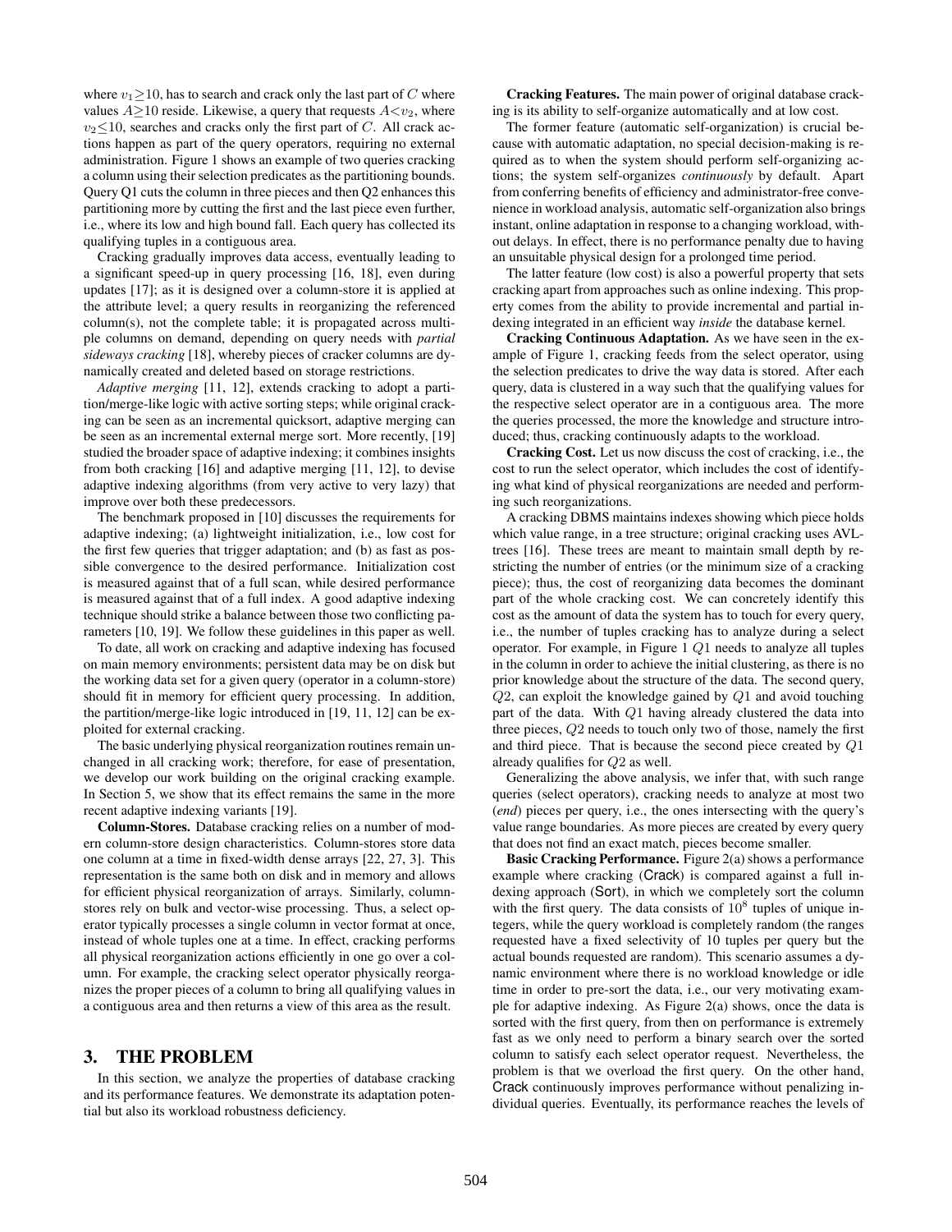where $v_1 \geq 10$, has to search and crack only the last part of $C$ where values $A \geq 10$ reside. Likewise, a query that requests $A < v_2$, where $v_2 \leq 10$, searches and cracks only the first part of $C$. All crack actions happen as part of the query operators, requiring no external administration. Figure 1 shows an example of two queries cracking a column using their selection predicates as the partitioning bounds. Query Q1 cuts the column in three pieces and then Q2 enhances this partitioning more by cutting the first and the last piece even further, i.e., where its low and high bound fall. Each query has collected its qualifying tuples in a contiguous area.

Cracking gradually improves data access, eventually leading to a significant speed-up in query processing [16, 18], even during updates [17]; as it is designed over a column-store it is applied at the attribute level; a query results in reorganizing the referenced column(s), not the complete table; it is propagated across multiple columns on demand, depending on query needs with *partial sideways cracking* [18], whereby pieces of cracker columns are dynamically created and deleted based on storage restrictions.

*Adaptive merging* [11, 12], extends cracking to adopt a partition/merge-like logic with active sorting steps; while original cracking can be seen as an incremental quicksort, adaptive merging can be seen as an incremental external merge sort. More recently, [19] studied the broader space of adaptive indexing; it combines insights from both cracking [16] and adaptive merging [11, 12], to devise adaptive indexing algorithms (from very active to very lazy) that improve over both these predecessors.

The benchmark proposed in [10] discusses the requirements for adaptive indexing; (a) lightweight initialization, i.e., low cost for the first few queries that trigger adaptation; and (b) as fast as possible convergence to the desired performance. Initialization cost is measured against that of a full scan, while desired performance is measured against that of a full index. A good adaptive indexing technique should strike a balance between those two conflicting parameters [10, 19]. We follow these guidelines in this paper as well.

To date, all work on cracking and adaptive indexing has focused on main memory environments; persistent data may be on disk but the working data set for a given query (operator in a column-store) should fit in memory for efficient query processing. In addition, the partition/merge-like logic introduced in [19, 11, 12] can be exploited for external cracking.

The basic underlying physical reorganization routines remain unchanged in all cracking work; therefore, for ease of presentation, we develop our work building on the original cracking example. In Section 5, we show that its effect remains the same in the more recent adaptive indexing variants [19].

**Column-Stores.** Database cracking relies on a number of modern column-store design characteristics. Column-stores store data one column at a time in fixed-width dense arrays [22, 27, 3]. This representation is the same both on disk and in memory and allows for efficient physical reorganization of arrays. Similarly, column-stores rely on bulk and vector-wise processing. Thus, a select operator typically processes a single column in vector format at once, instead of whole tuples one at a time. In effect, cracking performs all physical reorganization actions efficiently in one go over a column. For example, the cracking select operator physically reorganizes the proper pieces of a column to bring all qualifying values in a contiguous area and then returns a view of this area as the result.

## 3. THE PROBLEM

In this section, we analyze the properties of database cracking and its performance features. We demonstrate its adaptation potential but also its workload robustness deficiency.

**Cracking Features.** The main power of original database cracking is its ability to self-organize automatically and at low cost.

The former feature (automatic self-organization) is crucial because with automatic adaptation, no special decision-making is required as to when the system should perform self-organizing actions; the system self-organizes *continuously* by default. Apart from conferring benefits of efficiency and administrator-free convenience in workload analysis, automatic self-organization also brings instant, online adaptation in response to a changing workload, without delays. In effect, there is no performance penalty due to having an unsuitable physical design for a prolonged time period.

The latter feature (low cost) is also a powerful property that sets cracking apart from approaches such as online indexing. This property comes from the ability to provide incremental and partial indexing integrated in an efficient way *inside* the database kernel.

**Cracking Continuous Adaptation.** As we have seen in the example of Figure 1, cracking feeds from the select operator, using the selection predicates to drive the way data is stored. After each query, data is clustered in a way such that the qualifying values for the respective select operator are in a contiguous area. The more the queries processed, the more the knowledge and structure introduced; thus, cracking continuously adapts to the workload.

**Cracking Cost.** Let us now discuss the cost of cracking, i.e., the cost to run the select operator, which includes the cost of identifying what kind of physical reorganizations are needed and performing such reorganizations.

A cracking DBMS maintains indexes showing which piece holds which value range, in a tree structure; original cracking uses AVL-trees [16]. These trees are meant to maintain small depth by restricting the number of entries (or the minimum size of a cracking piece); thus, the cost of reorganizing data becomes the dominant part of the whole cracking cost. We can concretely identify this cost as the amount of data the system has to touch for every query, i.e., the number of tuples cracking has to analyze during a select operator. For example, in Figure 1 $Q1$ needs to analyze all tuples in the column in order to achieve the initial clustering, as there is no prior knowledge about the structure of the data. The second query, $Q2$, can exploit the knowledge gained by $Q1$ and avoid touching part of the data. With $Q1$ having already clustered the data into three pieces, $Q2$ needs to touch only two of those, namely the first and third piece. That is because the second piece created by $Q1$ already qualifies for $Q2$ as well.

Generalizing the above analysis, we infer that, with such range queries (select operators), cracking needs to analyze at most two (*end*) pieces per query, i.e., the ones intersecting with the query's value range boundaries. As more pieces are created by every query that does not find an exact match, pieces become smaller.

**Basic Cracking Performance.** Figure 2(a) shows a performance example where cracking (Crack) is compared against a full indexing approach (Sort), in which we completely sort the column with the first query. The data consists of $10^8$ tuples of unique integers, while the query workload is completely random (the ranges requested have a fixed selectivity of 10 tuples per query but the actual bounds requested are random). This scenario assumes a dynamic environment where there is no workload knowledge or idle time in order to pre-sort the data, i.e., our very motivating example for adaptive indexing. As Figure 2(a) shows, once the data is sorted with the first query, from then on performance is extremely fast as we only need to perform a binary search over the sorted column to satisfy each select operator request. Nevertheless, the problem is that we overload the first query. On the other hand, Crack continuously improves performance without penalizing individual queries. Eventually, its performance reaches the levels of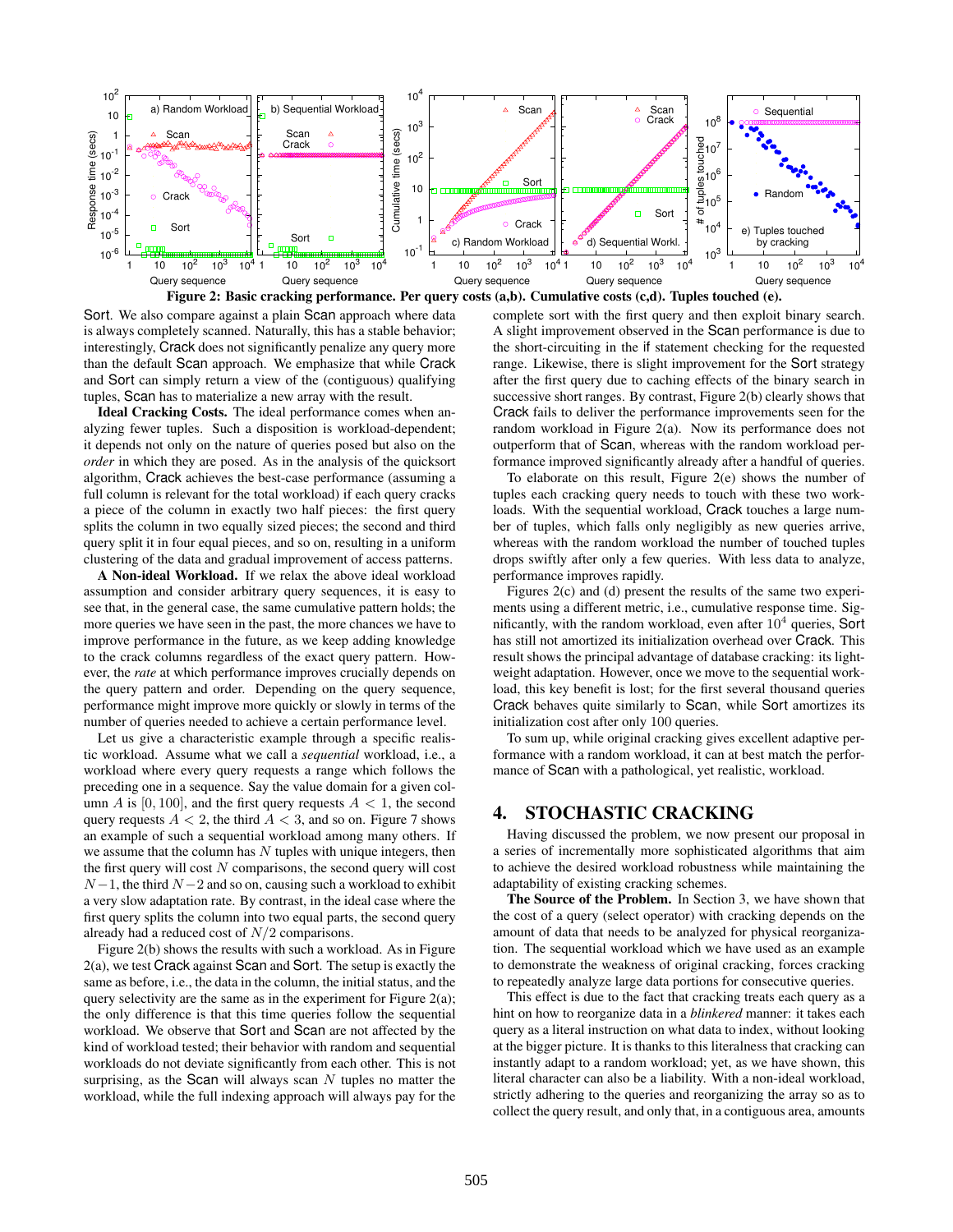Figure 2: Basic cracking performance. Per query costs (a,b). Cumulative costs (c,d). Tuples touched (e).

Sort. We also compare against a plain Scan approach where data is always completely scanned. Naturally, this has a stable behavior; interestingly, Crack does not significantly penalize any query more than the default Scan approach. We emphasize that while Crack and Sort can simply return a view of the (contiguous) qualifying tuples, Scan has to materialize a new array with the result.

**Ideal Cracking Costs.** The ideal performance comes when analyzing fewer tuples. Such a disposition is workload-dependent; it depends not only on the nature of queries posed but also on the *order* in which they are posed. As in the analysis of the quicksort algorithm, Crack achieves the best-case performance (assuming a full column is relevant for the total workload) if each query cracks a piece of the column in exactly two half pieces: the first query splits the column in two equally sized pieces; the second and third query split it in four equal pieces, and so on, resulting in a uniform clustering of the data and gradual improvement of access patterns.

**A Non-ideal Workload.** If we relax the above ideal workload assumption and consider arbitrary query sequences, it is easy to see that, in the general case, the same cumulative pattern holds; the more queries we have seen in the past, the more chances we have to improve performance in the future, as we keep adding knowledge to the crack columns regardless of the exact query pattern. However, the *rate* at which performance improves crucially depends on the query pattern and order. Depending on the query sequence, performance might improve more quickly or slowly in terms of the number of queries needed to achieve a certain performance level.

Let us give a characteristic example through a specific realistic workload. Assume what we call a *sequential* workload, i.e., a workload where every query requests a range which follows the preceding one in a sequence. Say the value domain for a given column $A$ is $[0, 100]$, and the first query requests $A < 1$, the second query requests $A < 2$, the third $A < 3$, and so on. Figure 7 shows an example of such a sequential workload among many others. If we assume that the column has $N$ tuples with unique integers, then the first query will cost $N$ comparisons, the second query will cost $N-1$, the third $N-2$ and so on, causing such a workload to exhibit a very slow adaptation rate. By contrast, in the ideal case where the first query splits the column into two equal parts, the second query already had a reduced cost of $N/2$ comparisons.

Figure 2(b) shows the results with such a workload. As in Figure 2(a), we test Crack against Scan and Sort. The setup is exactly the same as before, i.e., the data in the column, the initial status, and the query selectivity are the same as in the experiment for Figure 2(a); the only difference is that this time queries follow the sequential workload. We observe that Sort and Scan are not affected by the kind of workload tested; their behavior with random and sequential workloads do not deviate significantly from each other. This is not surprising, as the Scan will always scan $N$ tuples no matter the workload, while the full indexing approach will always pay for the complete sort with the first query and then exploit binary search. A slight improvement observed in the Scan performance is due to the short-circuiting in the if statement checking for the requested range. Likewise, there is slight improvement for the Sort strategy after the first query due to caching effects of the binary search in successive short ranges. By contrast, Figure 2(b) clearly shows that Crack fails to deliver the performance improvements seen for the random workload in Figure 2(a). Now its performance does not outperform that of Scan, whereas with the random workload performance improved significantly already after a handful of queries.

To elaborate on this result, Figure 2(e) shows the number of tuples each cracking query needs to touch with these two workloads. With the sequential workload, Crack touches a large number of tuples, which falls only negligibly as new queries arrive, whereas with the random workload the number of touched tuples drops swiftly after only a few queries. With less data to analyze, performance improves rapidly.

Figures 2(c) and (d) present the results of the same two experiments using a different metric, i.e., cumulative response time. Significantly, with the random workload, even after $10^4$ queries, Sort has still not amortized its initialization overhead over Crack. This result shows the principal advantage of database cracking: its lightweight adaptation. However, once we move to the sequential workload, this key benefit is lost; for the first several thousand queries Crack behaves quite similarly to Scan, while Sort amortizes its initialization cost after only 100 queries.

To sum up, while original cracking gives excellent adaptive performance with a random workload, it can at best match the performance of Scan with a pathological, yet realistic, workload.

# 4. STOCHASTIC CRACKING

Having discussed the problem, we now present our proposal in a series of incrementally more sophisticated algorithms that aim to achieve the desired workload robustness while maintaining the adaptability of existing cracking schemes.

**The Source of the Problem.** In Section 3, we have shown that the cost of a query (select operator) with cracking depends on the amount of data that needs to be analyzed for physical reorganization. The sequential workload which we have used as an example to demonstrate the weakness of original cracking, forces cracking to repeatedly analyze large data portions for consecutive queries.

This effect is due to the fact that cracking treats each query as a hint on how to reorganize data in a *blinkered* manner: it takes each query as a literal instruction on what data to index, without looking at the bigger picture. It is thanks to this literalness that cracking can instantly adapt to a random workload; yet, as we have shown, this literal character can also be a liability. With a non-ideal workload, strictly adhering to the queries and reorganizing the array so as to collect the query result, and only that, in a contiguous area, amounts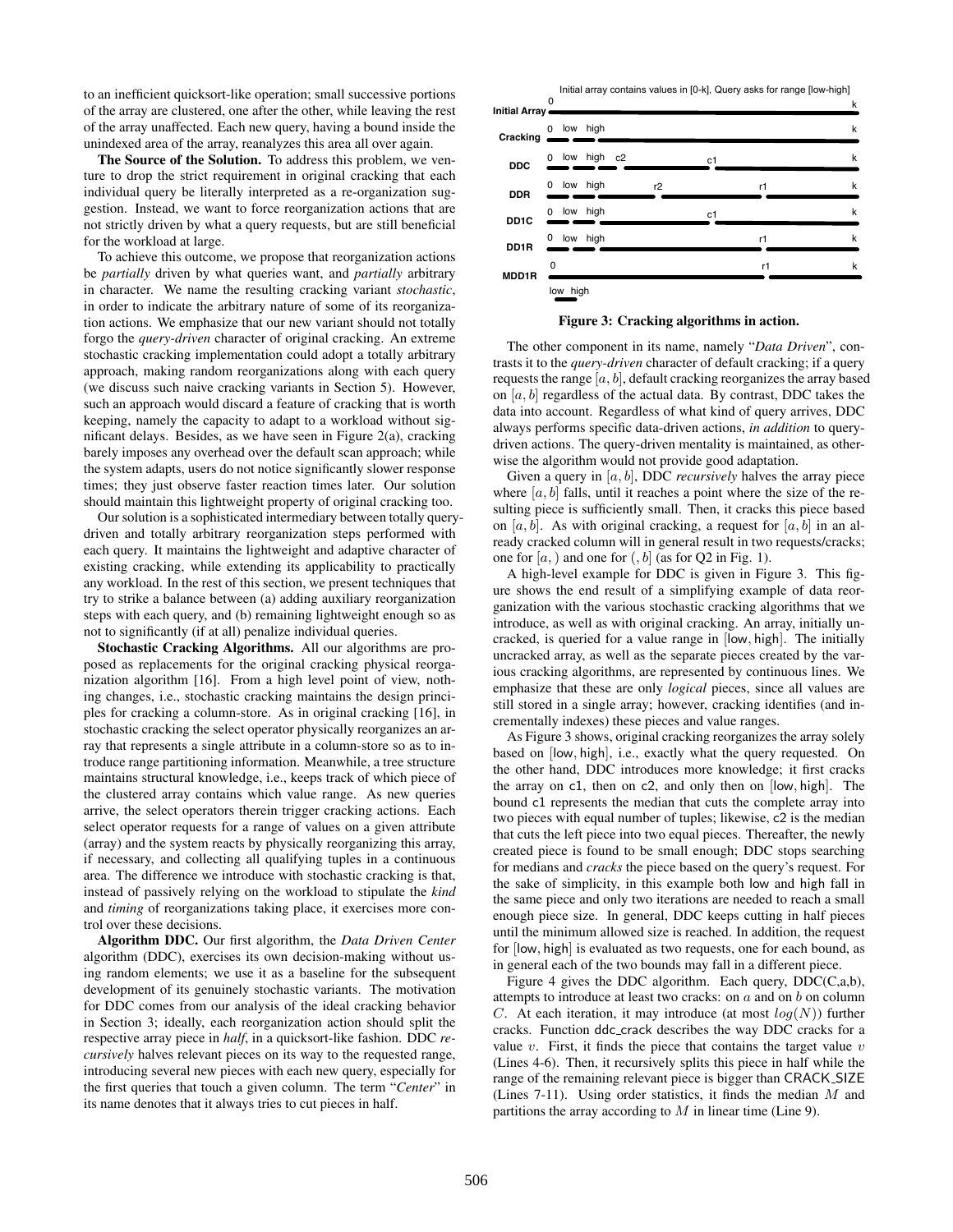to an inefficient quicksort-like operation; small successive portions of the array are clustered, one after the other, while leaving the rest of the array unaffected. Each new query, having a bound inside the unindexed area of the array, reanalyzes this area all over again.

**The Source of the Solution.** To address this problem, we venture to drop the strict requirement in original cracking that each individual query be literally interpreted as a re-organization suggestion. Instead, we want to force reorganization actions that are not strictly driven by what a query requests, but are still beneficial for the workload at large.

To achieve this outcome, we propose that reorganization actions be *partially* driven by what queries want, and *partially* arbitrary in character. We name the resulting cracking variant *stochastic*, in order to indicate the arbitrary nature of some of its reorganization actions. We emphasize that our new variant should not totally forgo the *query-driven* character of original cracking. An extreme stochastic cracking implementation could adopt a totally arbitrary approach, making random reorganizations along with each query (we discuss such naive cracking variants in Section 5). However, such an approach would discard a feature of cracking that is worth keeping, namely the capacity to adapt to a workload without significant delays. Besides, as we have seen in Figure 2(a), cracking barely imposes any overhead over the default scan approach; while the system adapts, users do not notice significantly slower response times; they just observe faster reaction times later. Our solution should maintain this lightweight property of original cracking too.

Our solution is a sophisticated intermediary between totally query-driven and totally arbitrary reorganization steps performed with each query. It maintains the lightweight and adaptive character of existing cracking, while extending its applicability to practically any workload. In the rest of this section, we present techniques that try to strike a balance between (a) adding auxiliary reorganization steps with each query, and (b) remaining lightweight enough so as not to significantly (if at all) penalize individual queries.

**Stochastic Cracking Algorithms.** All our algorithms are proposed as replacements for the original cracking physical reorganization algorithm [16]. From a high level point of view, nothing changes, i.e., stochastic cracking maintains the design principles for cracking a column-store. As in original cracking [16], in stochastic cracking the select operator physically reorganizes an array that represents a single attribute in a column-store so as to introduce range partitioning information. Meanwhile, a tree structure maintains structural knowledge, i.e., keeps track of which piece of the clustered array contains which value range. As new queries arrive, the select operators therein trigger cracking actions. Each select operator requests for a range of values on a given attribute (array) and the system reacts by physically reorganizing this array, if necessary, and collecting all qualifying tuples in a continuous area. The difference we introduce with stochastic cracking is that, instead of passively relying on the workload to stipulate the *kind* and *timing* of reorganizations taking place, it exercises more control over these decisions.

**Algorithm DDC.** Our first algorithm, the *Data Driven Center* algorithm (DDC), exercises its own decision-making without using random elements; we use it as a baseline for the subsequent development of its genuinely stochastic variants. The motivation for DDC comes from our analysis of the ideal cracking behavior in Section 3; ideally, each reorganization action should split the respective array piece in *half*, in a quicksort-like fashion. DDC *recursively* halves relevant pieces on its way to the requested range, introducing several new pieces with each new query, especially for the first queries that touch a given column. The term "*Center*" in its name denotes that it always tries to cut pieces in half.

Initial array contains values in [0-k], Query asks for range [low-high]

Initial Array 0 k
Cracking 0 low high k
DDC 0 low high c2 c1 k
DDR 0 low high r2 r1 k
DD1C 0 low high c1 k
DD1R 0 low high r1 k
MDD1R 0 r1 k
low high

**Figure 3: Cracking algorithms in action.**

The other component in its name, namely "*Data Driven*", contrasts it to the *query-driven* character of default cracking; if a query requests the range $[a, b]$, default cracking reorganizes the array based on $[a, b]$ regardless of the actual data. By contrast, DDC takes the data into account. Regardless of what kind of query arrives, DDC always performs specific data-driven actions, *in addition* to query-driven actions. The query-driven mentality is maintained, as otherwise the algorithm would not provide good adaptation.

Given a query in $[a, b]$, DDC *recursively* halves the array piece where $[a, b]$ falls, until it reaches a point where the size of the resulting piece is sufficiently small. Then, it cracks this piece based on $[a, b]$. As with original cracking, a request for $[a, b]$ in an already cracked column will in general result in two requests/cracks; one for $[a, )$ and one for $(, b]$ (as for Q2 in Fig. 1).

A high-level example for DDC is given in Figure 3. This figure shows the end result of a simplifying example of data reorganization with the various stochastic cracking algorithms that we introduce, as well as with original cracking. An array, initially uncracked, is queried for a value range in [low, high]. The initially uncracked array, as well as the separate pieces created by the various cracking algorithms, are represented by continuous lines. We emphasize that these are only *logical* pieces, since all values are still stored in a single array; however, cracking identifies (and incrementally indexes) these pieces and value ranges.

As Figure 3 shows, original cracking reorganizes the array solely based on [low, high], i.e., exactly what the query requested. On the other hand, DDC introduces more knowledge; it first cracks the array on c1, then on c2, and only then on [low, high]. The bound c1 represents the median that cuts the complete array into two pieces with equal number of tuples; likewise, c2 is the median that cuts the left piece into two equal pieces. Thereafter, the newly created piece is found to be small enough; DDC stops searching for medians and *cracks* the piece based on the query's request. For the sake of simplicity, in this example both low and high fall in the same piece and only two iterations are needed to reach a small enough piece size. In general, DDC keeps cutting in half pieces until the minimum allowed size is reached. In addition, the request for [low, high] is evaluated as two requests, one for each bound, as in general each of the two bounds may fall in a different piece.

Figure 4 gives the DDC algorithm. Each query, DDC(C,a,b), attempts to introduce at least two cracks: on $a$ and on $b$ on column $C$. At each iteration, it may introduce (at most $log(N)$) further cracks. Function ddc_crack describes the way DDC cracks for a value $v$. First, it finds the piece that contains the target value $v$ (Lines 4-6). Then, it recursively splits this piece in half while the range of the remaining relevant piece is bigger than CRACK_SIZE (Lines 7-11). Using order statistics, it finds the median $M$ and partitions the array according to $M$ in linear time (Line 9).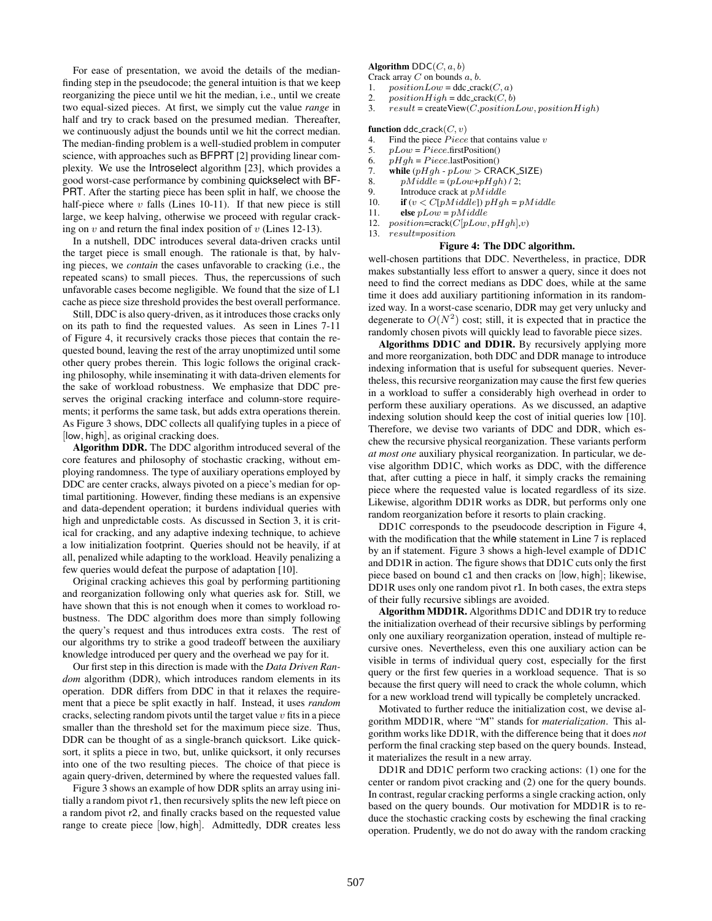For ease of presentation, we avoid the details of the median-finding step in the pseudocode; the general intuition is that we keep reorganizing the piece until we hit the median, i.e., until we create two equal-sized pieces. At first, we simply cut the value *range* in half and try to crack based on the presumed median. Thereafter, we continuously adjust the bounds until we hit the correct median. The median-finding problem is a well-studied problem in computer science, with approaches such as BFPRT [2] providing linear complexity. We use the Introselect algorithm [23], which provides a good worst-case performance by combining quickselect with BFPRT. After the starting piece has been split in half, we choose the half-piece where $v$ falls (Lines 10-11). If that new piece is still large, we keep halving, otherwise we proceed with regular cracking on $v$ and return the final index position of $v$ (Lines 12-13).

In a nutshell, DDC introduces several data-driven cracks until the target piece is small enough. The rationale is that, by halving pieces, we *contain* the cases unfavorable to cracking (i.e., the repeated scans) to small pieces. Thus, the repercussions of such unfavorable cases become negligible. We found that the size of L1 cache as piece size threshold provides the best overall performance.

Still, DDC is also query-driven, as it introduces those cracks only on its path to find the requested values. As seen in Lines 7-11 of Figure 4, it recursively cracks those pieces that contain the requested bound, leaving the rest of the array unoptimized until some other query probes therein. This logic follows the original cracking philosophy, while inseminating it with data-driven elements for the sake of workload robustness. We emphasize that DDC preserves the original cracking interface and column-store requirements; it performs the same task, but adds extra operations therein. As Figure 3 shows, DDC collects all qualifying tuples in a piece of [low, high], as original cracking does.

**Algorithm DDR.** The DDC algorithm introduced several of the core features and philosophy of stochastic cracking, without employing randomness. The type of auxiliary operations employed by DDC are center cracks, always pivoted on a piece's median for optimal partitioning. However, finding these medians is an expensive and data-dependent operation; it burdens individual queries with high and unpredictable costs. As discussed in Section 3, it is critical for cracking, and any adaptive indexing technique, to achieve a low initialization footprint. Queries should not be heavily, if at all, penalized while adapting to the workload. Heavily penalizing a few queries would defeat the purpose of adaptation [10].

Original cracking achieves this goal by performing partitioning and reorganization following only what queries ask for. Still, we have shown that this is not enough when it comes to workload robustness. The DDC algorithm does more than simply following the query's request and thus introduces extra costs. The rest of our algorithms try to strike a good tradeoff between the auxiliary knowledge introduced per query and the overhead we pay for it.

Our first step in this direction is made with the *Data Driven Random* algorithm (DDR), which introduces random elements in its operation. DDR differs from DDC in that it relaxes the requirement that a piece be split exactly in half. Instead, it uses *random* cracks, selecting random pivots until the target value $v$ fits in a piece smaller than the threshold set for the maximum piece size. Thus, DDR can be thought of as a single-branch quicksort. Like quicksort, it splits a piece in two, but, unlike quicksort, it only recurses into one of the two resulting pieces. The choice of that piece is again query-driven, determined by where the requested values fall.

Figure 3 shows an example of how DDR splits an array using initially a random pivot r1, then recursively splits the new left piece on a random pivot r2, and finally cracks based on the requested value range to create piece [low, high]. Admittedly, DDR creates less

**Algorithm** DDC($C, a, b$)
Crack array $C$ on bounds $a$, $b$.
1. $positionLow$ = ddc_crack($C, a$)
2. $positionHigh$ = ddc_crack($C, b$)
3. $result$ = createView($C$,$positionLow$, $positionHigh$)

**function** ddc_crack($C, v$)
4. Find the piece $Piece$ that contains value $v$
5. $pLow$ = $Piece$.firstPosition()
6. $pHgh$ = $Piece$.lastPosition()
7. **while** ($pHgh$ - $pLow$ > CRACK_SIZE)
8. $pMiddle$ = ($pLow$+$pHgh$) / 2;
9. Introduce crack at $pMiddle$
10. **if** ($v < C[pMiddle]$) $pHgh$ = $pMiddle$
11. **else** $pLow$ = $pMiddle$
12. $position$=crack($C[pLow, pHgh]$,$v$)
13. $result$=$position$

**Figure 4: The DDC algorithm.**

well-chosen partitions that DDC. Nevertheless, in practice, DDR makes substantially less effort to answer a query, since it does not need to find the correct medians as DDC does, while at the same time it does add auxiliary partitioning information in its randomized way. In a worst-case scenario, DDR may get very unlucky and degenerate to $O(N^2)$ cost; still, it is expected that in practice the randomly chosen pivots will quickly lead to favorable piece sizes.

**Algorithms DD1C and DD1R.** By recursively applying more and more reorganization, both DDC and DDR manage to introduce indexing information that is useful for subsequent queries. Nevertheless, this recursive reorganization may cause the first few queries in a workload to suffer a considerably high overhead in order to perform these auxiliary operations. As we discussed, an adaptive indexing solution should keep the cost of initial queries low [10]. Therefore, we devise two variants of DDC and DDR, which eschew the recursive physical reorganization. These variants perform *at most one* auxiliary physical reorganization. In particular, we devise algorithm DD1C, which works as DDC, with the difference that, after cutting a piece in half, it simply cracks the remaining piece where the requested value is located regardless of its size. Likewise, algorithm DD1R works as DDR, but performs only one random reorganization before it resorts to plain cracking.

DD1C corresponds to the pseudocode description in Figure 4, with the modification that the while statement in Line 7 is replaced by an if statement. Figure 3 shows a high-level example of DD1C and DD1R in action. The figure shows that DD1C cuts only the first piece based on bound c1 and then cracks on [low, high]; likewise, DD1R uses only one random pivot r1. In both cases, the extra steps of their fully recursive siblings are avoided.

**Algorithm MDD1R.** Algorithms DD1C and DD1R try to reduce the initialization overhead of their recursive siblings by performing only one auxiliary reorganization operation, instead of multiple recursive ones. Nevertheless, even this one auxiliary action can be visible in terms of individual query cost, especially for the first query or the first few queries in a workload sequence. That is so because the first query will need to crack the whole column, which for a new workload trend will typically be completely uncracked.

Motivated to further reduce the initialization cost, we devise algorithm MDD1R, where "M" stands for *materialization*. This algorithm works like DD1R, with the difference being that it does *not* perform the final cracking step based on the query bounds. Instead, it materializes the result in a new array.

DD1R and DD1C perform two cracking actions: (1) one for the center or random pivot cracking and (2) one for the query bounds. In contrast, regular cracking performs a single cracking action, only based on the query bounds. Our motivation for MDD1R is to reduce the stochastic cracking costs by eschewing the final cracking operation. Prudently, we do not do away with the random cracking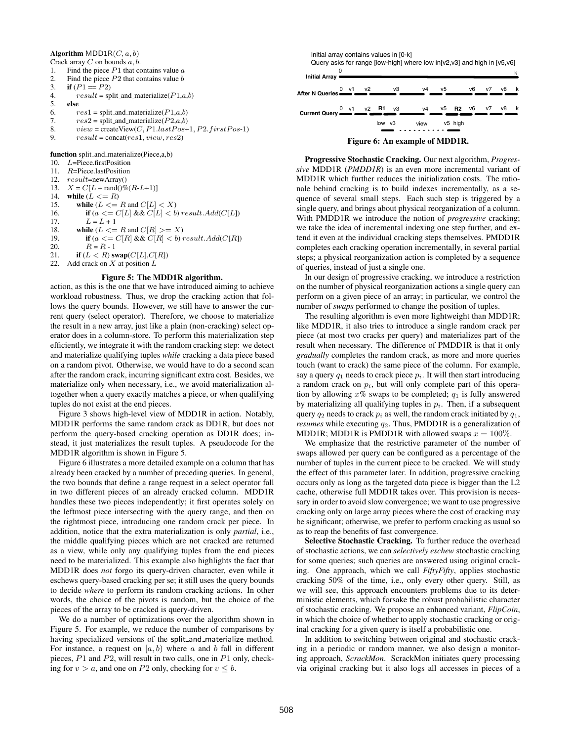**Algorithm** MDD1R($C, a, b$)
Crack array $C$ on bounds $a, b$.

```
1.  Find the piece P1 that contains value a
2.  Find the piece P2 that contains value b
3.  if (P1 == P2)
4.      result = split_and_materialize(P1,a,b)
5.  else
6.      res1 = split_and_materialize(P1,a,b)
7.      res2 = split_and_materialize(P2,a,b)
8.      view = createView(C, P1.lastPos+1, P2.firstPos-1)
9.      result = concat(res1, view, res2)

function split_and_materialize(Piece,a,b)
10. L=Piece.firstPosition
11. R=Piece.lastPosition
12. result=newArray()
13. X = C[L + rand()%(R-L+1)]
14. while (L <= R)
15.     while (L <= R and C[L] < X)
16.         if (a <= C[L] && C[L] < b) result.Add(C[L])
17.         L = L + 1
18.     while (L <= R and C[R] >= X)
19.         if (a <= C[R] && C[R] < b) result.Add(C[R])
20.         R = R - 1
21.     if (L < R) swap(C[L],C[R])
22. Add crack on X at position L
```

**Figure 5: The MDD1R algorithm.**

action, as this is the one that we have introduced aiming to achieve workload robustness. Thus, we drop the cracking action that follows the query bounds. However, we still have to answer the current query (select operator). Therefore, we choose to materialize the result in a new array, just like a plain (non-cracking) select operator does in a column-store. To perform this materialization step efficiently, we integrate it with the random cracking step: we detect and materialize qualifying tuples *while* cracking a data piece based on a random pivot. Otherwise, we would have to do a second scan after the random crack, incurring significant extra cost. Besides, we materialize only when necessary, i.e., we avoid materialization altogether when a query exactly matches a piece, or when qualifying tuples do not exist at the end pieces.

Figure 3 shows high-level view of MDD1R in action. Notably, MDD1R performs the same random crack as DD1R, but does not perform the query-based cracking operation as DD1R does; instead, it just materializes the result tuples. A pseudocode for the MDD1R algorithm is shown in Figure 5.

Figure 6 illustrates a more detailed example on a column that has already been cracked by a number of preceding queries. In general, the two bounds that define a range request in a select operator fall in two different pieces of an already cracked column. MDD1R handles these two pieces independently; it first operates solely on the leftmost piece intersecting with the query range, and then on the rightmost piece, introducing one random crack per piece. In addition, notice that the extra materialization is only *partial*, i.e., the middle qualifying pieces which are not cracked are returned as a view, while only any qualifying tuples from the end pieces need to be materialized. This example also highlights the fact that MDD1R does *not* forgo its query-driven character, even while it eschews query-based cracking per se; it still uses the query bounds to decide *where* to perform its random cracking actions. In other words, the choice of the pivots is random, but the choice of the pieces of the array to be cracked is query-driven.

We do a number of optimizations over the algorithm shown in Figure 5. For example, we reduce the number of comparisons by having specialized versions of the split_and_materialize method. For instance, a request on $[a, b)$ where $a$ and $b$ fall in different pieces, $P1$ and $P2$, will result in two calls, one in $P1$ only, checking for $v > a$, and one on $P2$ only, checking for $v \leq b$.

Initial array contains values in [0-k]
Query asks for range [low-high] where low in[v2,v3] and high in [v5,v6]

Initial Array: 0 ... k
After N Queries: 0 v1 v2 v3 v4 v5 v6 v7 v8 k
Current Query: 0 v1 v2 R1 v3 v4 v5 R2 v6 v7 v8 k
low v3 view v5 high

**Figure 6: An example of MDD1R.**

**Progressive Stochastic Cracking.** Our next algorithm, *Progressive* MDD1R (*PMDD1R*) is an even more incremental variant of MDD1R which further reduces the initialization costs. The rationale behind cracking is to build indexes incrementally, as a sequence of several small steps. Each such step is triggered by a single query, and brings about physical reorganization of a column. With PMDD1R we introduce the notion of *progressive* cracking; we take the idea of incremental indexing one step further, and extend it even at the individual cracking steps themselves. PMDD1R completes each cracking operation incrementally, in several partial steps; a physical reorganization action is completed by a sequence of queries, instead of just a single one.

In our design of progressive cracking, we introduce a restriction on the number of physical reorganization actions a single query can perform on a given piece of an array; in particular, we control the number of *swaps* performed to change the position of tuples.

The resulting algorithm is even more lightweight than MDD1R; like MDD1R, it also tries to introduce a single random crack per piece (at most two cracks per query) and materializes part of the result when necessary. The difference of PMDD1R is that it only *gradually* completes the random crack, as more and more queries touch (want to crack) the same piece of the column. For example, say a query $q_1$ needs to crack piece $p_i$. It will then start introducing a random crack on $p_i$, but will only complete part of this operation by allowing $x\%$ swaps to be completed; $q_1$ is fully answered by materializing all qualifying tuples in $p_i$. Then, if a subsequent query $q_2$ needs to crack $p_i$ as well, the random crack initiated by $q_1$, *resumes* while executing $q_2$. Thus, PMDD1R is a generalization of MDD1R; MDD1R is PMDD1R with allowed swaps $x = 100\%$.

We emphasize that the restrictive parameter of the number of swaps allowed per query can be configured as a percentage of the number of tuples in the current piece to be cracked. We will study the effect of this parameter later. In addition, progressive cracking occurs only as long as the targeted data piece is bigger than the L2 cache, otherwise full MDD1R takes over. This provision is necessary in order to avoid slow convergence; we want to use progressive cracking only on large array pieces where the cost of cracking may be significant; otherwise, we prefer to perform cracking as usual so as to reap the benefits of fast convergence.

**Selective Stochastic Cracking.** To further reduce the overhead of stochastic actions, we can *selectively eschew* stochastic cracking for some queries; such queries are answered using original cracking. One approach, which we call *FiftyFifty*, applies stochastic cracking 50% of the time, i.e., only every other query. Still, as we will see, this approach encounters problems due to its deterministic elements, which forsake the robust probabilistic character of stochastic cracking. We propose an enhanced variant, *FlipCoin*, in which the choice of whether to apply stochastic cracking or original cracking for a given query is itself a probabilistic one.

In addition to switching between original and stochastic cracking in a periodic or random manner, we also design a monitoring approach, *ScrackMon*. ScrackMon initiates query processing via original cracking but it also logs all accesses in pieces of a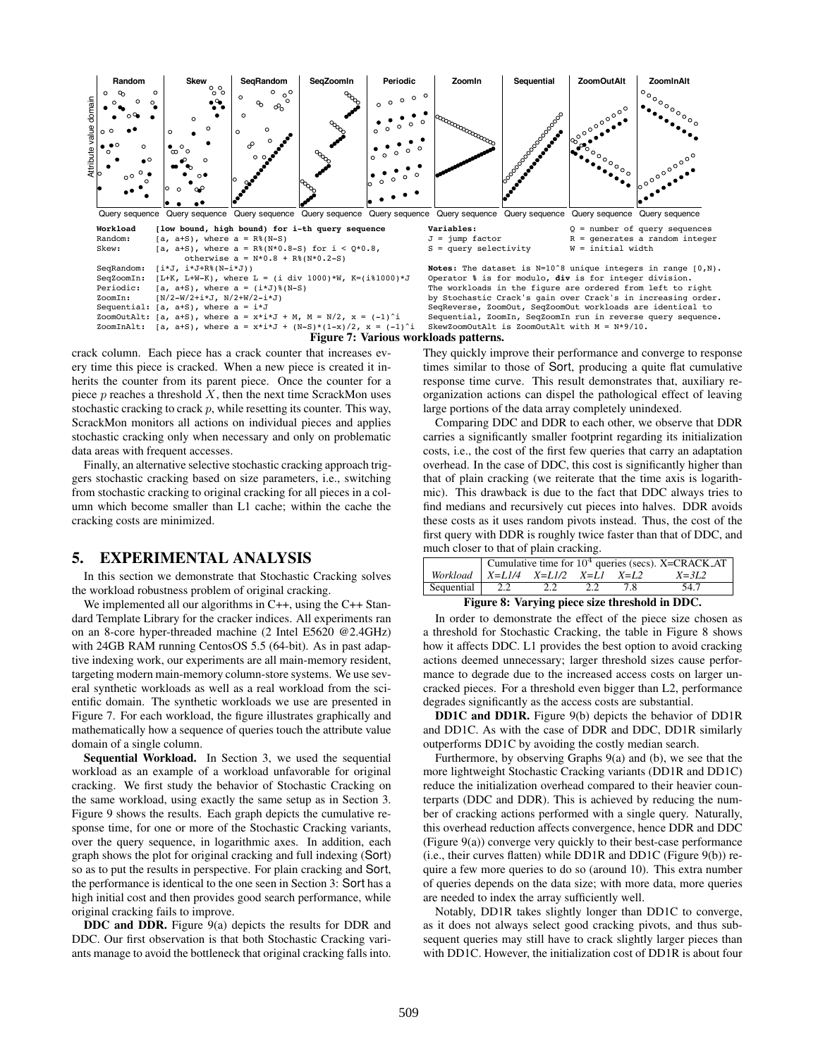| Workload | [low bound, high bound) for i-th query sequence |
|---|---|
| Random: | [a, a+S), where a = R%(N-S) |
| Skew: | [a, a+S), where a = R%(N*0.8-S) for i < Q*0.8, otherwise a = N*0.8 + R%(N*0.2-S) |
| SeqRandom: | [i*J, i*J+R%(N-i*J)) |
| SeqZoomIn: | [L+K, L+W-K), where L = (i div 1000)*W, K=(i%1000)*J |
| Periodic: | [a, a+S), where a = (i*J)%(N-S) |
| ZoomIn: | [N/2-W/2+i*J, N/2+W/2-i*J) |
| Sequential: | [a, a+S), where a = i*J |
| ZoomOutAlt: | [a, a+S), where a = x*i*J + M, M = N/2, x = (-1)^i |
| ZoomInAlt: | [a, a+S), where a = x*i*J + (N-S)*(1-x)/2, x = (-1)^i |

**Variables:**
J = jump factor
S = query selectivity
Q = number of query sequences
R = generates a random integer
W = initial width

**Notes:** The dataset is N=10^8 unique integers in range [0,N). Operator % is for modulo, **div** is for integer division. The workloads in the figure are ordered from left to right by Stochastic Crack's gain over Crack's in increasing order. SeqReverse, ZoomOut, SeqZoomOut workloads are identical to Sequential, ZoomIn, SeqZoomIn run in reverse query sequence. SkewZoomOutAlt is ZoomOutAlt with M = N*9/10.

**Figure 7: Various workloads patterns.**

crack column. Each piece has a crack counter that increases every time this piece is cracked. When a new piece is created it inherits the counter from its parent piece. Once the counter for a piece $p$ reaches a threshold $X$, then the next time ScrackMon uses stochastic cracking to crack $p$, while resetting its counter. This way, ScrackMon monitors all actions on individual pieces and applies stochastic cracking only when necessary and only on problematic data areas with frequent accesses.

Finally, an alternative selective stochastic cracking approach triggers stochastic cracking based on size parameters, i.e., switching from stochastic cracking to original cracking for all pieces in a column which become smaller than L1 cache; within the cache the cracking costs are minimized.

## 5. EXPERIMENTAL ANALYSIS

In this section we demonstrate that Stochastic Cracking solves the workload robustness problem of original cracking.

We implemented all our algorithms in C++, using the C++ Standard Template Library for the cracker indices. All experiments ran on an 8-core hyper-threaded machine (2 Intel E5620 @2.4GHz) with 24GB RAM running CentosOS 5.5 (64-bit). As in past adaptive indexing work, our experiments are all main-memory resident, targeting modern main-memory column-store systems. We use several synthetic workloads as well as a real workload from the scientific domain. The synthetic workloads we use are presented in Figure 7. For each workload, the figure illustrates graphically and mathematically how a sequence of queries touch the attribute value domain of a single column.

**Sequential Workload.** In Section 3, we used the sequential workload as an example of a workload unfavorable for original cracking. We first study the behavior of Stochastic Cracking on the same workload, using exactly the same setup as in Section 3. Figure 9 shows the results. Each graph depicts the cumulative response time, for one or more of the Stochastic Cracking variants, over the query sequence, in logarithmic axes. In addition, each graph shows the plot for original cracking and full indexing (Sort) so as to put the results in perspective. For plain cracking and Sort, the performance is identical to the one seen in Section 3: Sort has a high initial cost and then provides good search performance, while original cracking fails to improve.

**DDC and DDR.** Figure 9(a) depicts the results for DDR and DDC. Our first observation is that both Stochastic Cracking variants manage to avoid the bottleneck that original cracking falls into. They quickly improve their performance and converge to response times similar to those of Sort, producing a quite flat cumulative response time curve. This result demonstrates that, auxiliary reorganization actions can dispel the pathological effect of leaving large portions of the data array completely unindexed.

Comparing DDC and DDR to each other, we observe that DDR carries a significantly smaller footprint regarding its initialization costs, i.e., the cost of the first few queries that carry an adaptation overhead. In the case of DDC, this cost is significantly higher than that of plain cracking (we reiterate that the time axis is logarithmic). This drawback is due to the fact that DDC always tries to find medians and recursively cut pieces into halves. DDR avoids these costs as it uses random pivots instead. Thus, the cost of the first query with DDR is roughly twice faster than that of DDC, and much closer to that of plain cracking.

| | Cumulative time for $10^4$ queries (secs). X=CRACK_AT | | | | |
|---|---|---|---|---|---|
| *Workload* | *X=L1/4* | *X=L1/2* | *X=L1* | *X=L2* | *X=3L2* |
| Sequential | 2.2 | 2.2 | 2.2 | 7.8 | 54.7 |

**Figure 8: Varying piece size threshold in DDC.**

In order to demonstrate the effect of the piece size chosen as a threshold for Stochastic Cracking, the table in Figure 8 shows how it affects DDC. L1 provides the best option to avoid cracking actions deemed unnecessary; larger threshold sizes cause performance to degrade due to the increased access costs on larger uncracked pieces. For a threshold even bigger than L2, performance degrades significantly as the access costs are substantial.

**DD1C and DD1R.** Figure 9(b) depicts the behavior of DD1R and DD1C. As with the case of DDR and DDC, DD1R similarly outperforms DD1C by avoiding the costly median search.

Furthermore, by observing Graphs 9(a) and (b), we see that the more lightweight Stochastic Cracking variants (DD1R and DD1C) reduce the initialization overhead compared to their heavier counterparts (DDC and DDR). This is achieved by reducing the number of cracking actions performed with a single query. Naturally, this overhead reduction affects convergence, hence DDR and DDC (Figure 9(a)) converge very quickly to their best-case performance (i.e., their curves flatten) while DD1R and DD1C (Figure 9(b)) require a few more queries to do so (around 10). This extra number of queries depends on the data size; with more data, more queries are needed to index the array sufficiently well.

Notably, DD1R takes slightly longer than DD1C to converge, as it does not always select good cracking pivots, and thus subsequent queries may still have to crack slightly larger pieces than with DD1C. However, the initialization cost of DD1R is about four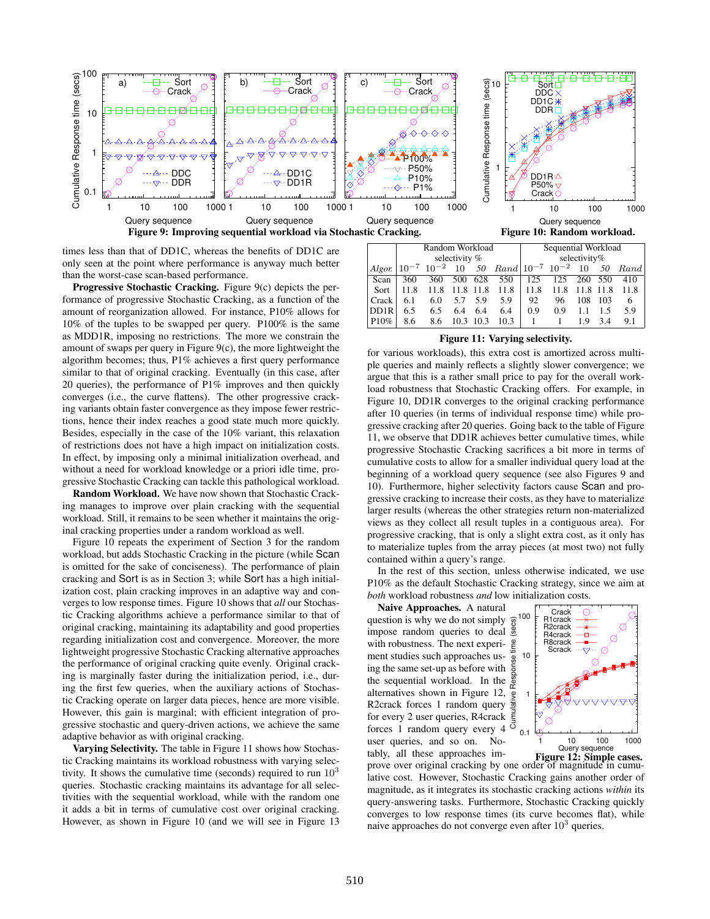Figure 9: Improving sequential workload via Stochastic Cracking.

Figure 10: Random workload.

times less than that of DD1C, whereas the benefits of DD1C are only seen at the point where performance is anyway much better than the worst-case scan-based performance.

**Progressive Stochastic Cracking.** Figure 9(c) depicts the performance of progressive Stochastic Cracking, as a function of the amount of reorganization allowed. For instance, P10% allows for 10% of the tuples to be swapped per query. P100% is the same as MDD1R, imposing no restrictions. The more we constrain the amount of swaps per query in Figure 9(c), the more lightweight the algorithm becomes; thus, P1% achieves a first query performance similar to that of original cracking. Eventually (in this case, after 20 queries), the performance of P1% improves and then quickly converges (i.e., the curve flattens). The other progressive cracking variants obtain faster convergence as they impose fewer restrictions, hence their index reaches a good state much more quickly. Besides, especially in the case of the 10% variant, this relaxation of restrictions does not have a high impact on initialization costs. In effect, by imposing only a minimal initialization overhead, and without a need for workload knowledge or a priori idle time, progressive Stochastic Cracking can tackle this pathological workload.

**Random Workload.** We have now shown that Stochastic Cracking manages to improve over plain cracking with the sequential workload. Still, it remains to be seen whether it maintains the original cracking properties under a random workload as well.

Figure 10 repeats the experiment of Section 3 for the random workload, but adds Stochastic Cracking in the picture (while Scan is omitted for the sake of conciseness). The performance of plain cracking and Sort is as in Section 3; while Sort has a high initialization cost, plain cracking improves in an adaptive way and converges to low response times. Figure 10 shows that *all* our Stochastic Cracking algorithms achieve a performance similar to that of original cracking, maintaining its adaptability and good properties regarding initialization cost and convergence. Moreover, the more lightweight progressive Stochastic Cracking alternative approaches the performance of original cracking quite evenly. Original cracking is marginally faster during the initialization period, i.e., during the first few queries, when the auxiliary actions of Stochastic Cracking operate on larger data pieces, hence are more visible. However, this gain is marginal; with efficient integration of progressive stochastic and query-driven actions, we achieve the same adaptive behavior as with original cracking.

**Varying Selectivity.** The table in Figure 11 shows how Stochastic Cracking maintains its workload robustness with varying selectivity. It shows the cumulative time (seconds) required to run $10^3$ queries. Stochastic cracking maintains its advantage for all selectivities with the sequential workload, while with the random one it adds a bit in terms of cumulative cost over original cracking. However, as shown in Figure 10 (and we will see in Figure 13

| | Random Workload selectivity % | | | | | Sequential Workload selectivity% | | | | |
|---|---|---|---|---|---|---|---|---|---|---|
| *Algor.* | $10^{-7}$ | $10^{-2}$ | 10 | *50* | *Rand* | $10^{-7}$ | $10^{-2}$ | 10 | *50* | *Rand* |
| Scan | 360 | 360 | 500 | 628 | 550 | 125 | 125 | 260 | 550 | 410 |
| Sort | 11.8 | 11.8 | 11.8 | 11.8 | 11.8 | 11.8 | 11.8 | 11.8 | 11.8 | 11.8 |
| Crack | 6.1 | 6.0 | 5.7 | 5.9 | 5.9 | 92 | 96 | 108 | 103 | 6 |
| DD1R | 6.5 | 6.5 | 6.4 | 6.4 | 6.4 | 0.9 | 0.9 | 1.1 | 1.5 | 5.9 |
| P10% | 8.6 | 8.6 | 10.3 | 10.3 | 10.3 | 1 | 1 | 1.9 | 3.4 | 9.1 |

Figure 11: Varying selectivity.

for various workloads), this extra cost is amortized across multiple queries and mainly reflects a slightly slower convergence; we argue that this is a rather small price to pay for the overall workload robustness that Stochastic Cracking offers. For example, in Figure 10, DD1R converges to the original cracking performance after 10 queries (in terms of individual response time) while progressive cracking after 20 queries. Going back to the table of Figure 11, we observe that DD1R achieves better cumulative times, while progressive Stochastic Cracking sacrifices a bit more in terms of cumulative costs to allow for a smaller individual query load at the beginning of a workload query sequence (see also Figures 9 and 10). Furthermore, higher selectivity factors cause Scan and progressive cracking to increase their costs, as they have to materialize larger results (whereas the other strategies return non-materialized views as they collect all result tuples in a contiguous area). For progressive cracking, that is only a slight extra cost, as it only has to materialize tuples from the array pieces (at most two) not fully contained within a query's range.

In the rest of this section, unless otherwise indicated, we use P10% as the default Stochastic Cracking strategy, since we aim at *both* workload robustness *and* low initialization costs.

**Naive Approaches.** A natural question is why we do not simply impose random queries to deal with robustness. The next experiment studies such approaches using the same set-up as before with the sequential workload. In the alternatives shown in Figure 12, R2crack forces 1 random query for every 2 user queries, R4crack forces 1 random query every 4 user queries, and so on. Notably, all these approaches improve over original cracking by one order of magnitude in cumulative cost. However, Stochastic Cracking gains another order of magnitude, as it integrates its stochastic cracking actions *within* its query-answering tasks. Furthermore, Stochastic Cracking quickly converges to low response times (its curve becomes flat), while naive approaches do not converge even after $10^3$ queries.

Figure 12: Simple cases.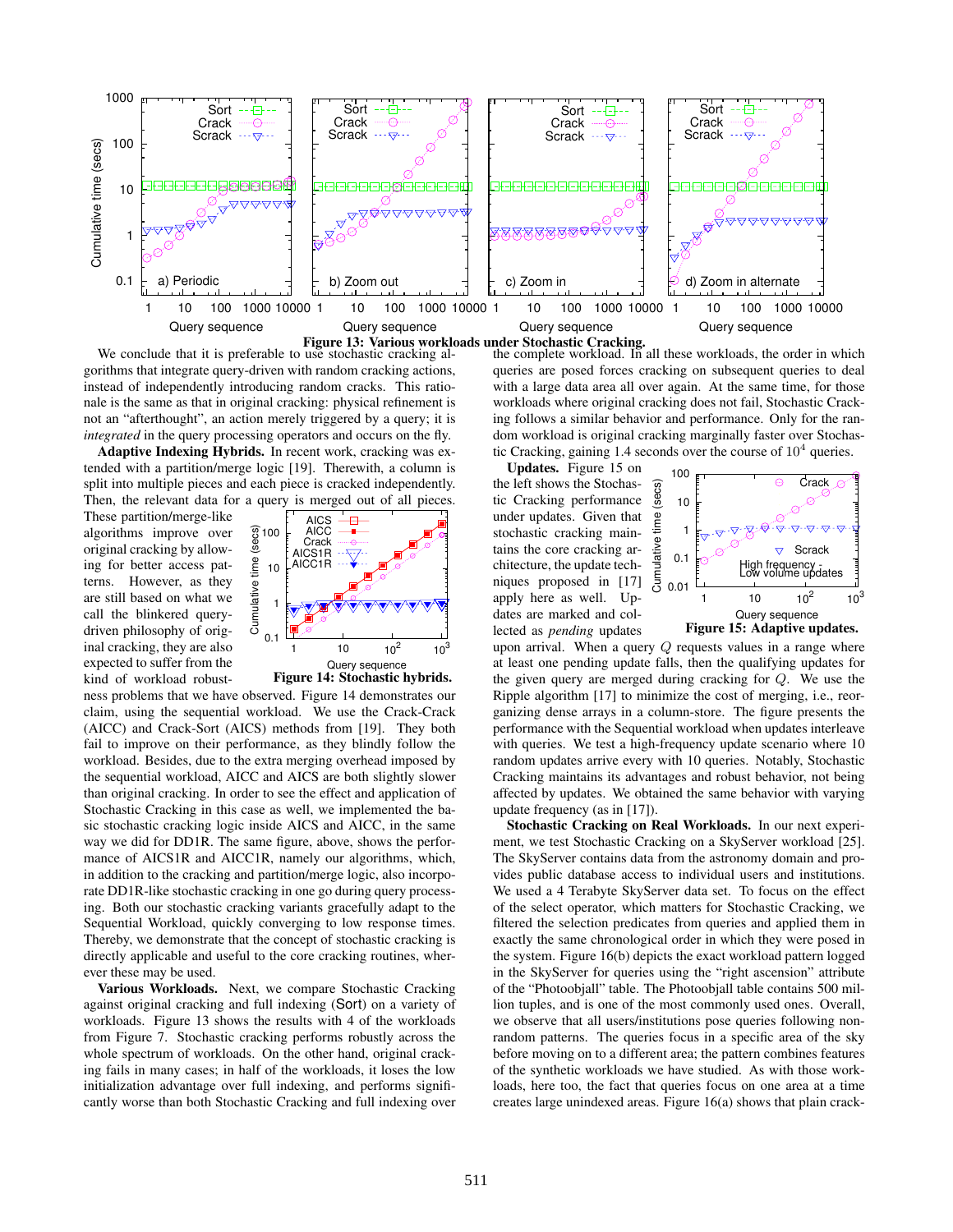Figure 13: Various workloads under Stochastic Cracking.

We conclude that it is preferable to use stochastic cracking algorithms that integrate query-driven with random cracking actions, instead of independently introducing random cracks. This rationale is the same as that in original cracking: physical refinement is not an "afterthought", an action merely triggered by a query; it is *integrated* in the query processing operators and occurs on the fly.

**Adaptive Indexing Hybrids.** In recent work, cracking was extended with a partition/merge logic [19]. Therewith, a column is split into multiple pieces and each piece is cracked independently. Then, the relevant data for a query is merged out of all pieces. These partition/merge-like algorithms improve over original cracking by allowing for better access patterns. However, as they are still based on what we call the blinkered query-driven philosophy of original cracking, they are also expected to suffer from the kind of workload robustness problems that we have observed. Figure 14 demonstrates our claim, using the sequential workload. We use the Crack-Crack (AICC) and Crack-Sort (AICS) methods from [19]. They both fail to improve on their performance, as they blindly follow the workload. Besides, due to the extra merging overhead imposed by the sequential workload, AICC and AICS are both slightly slower than original cracking. In order to see the effect and application of Stochastic Cracking in this case as well, we implemented the basic stochastic cracking logic inside AICS and AICC, in the same way we did for DD1R. The same figure, above, shows the performance of AICS1R and AICC1R, namely our algorithms, which, in addition to the cracking and partition/merge logic, also incorporate DD1R-like stochastic cracking in one go during query processing. Both our stochastic cracking variants gracefully adapt to the Sequential Workload, quickly converging to low response times. Thereby, we demonstrate that the concept of stochastic cracking is directly applicable and useful to the core cracking routines, wherever these may be used.

Figure 14: Stochastic hybrids.

**Various Workloads.** Next, we compare Stochastic Cracking against original cracking and full indexing (Sort) on a variety of workloads. Figure 13 shows the results with 4 of the workloads from Figure 7. Stochastic cracking performs robustly across the whole spectrum of workloads. On the other hand, original cracking fails in many cases; in half of the workloads, it loses the low initialization advantage over full indexing, and performs significantly worse than both Stochastic Cracking and full indexing over the complete workload. In all these workloads, the order in which queries are posed forces cracking on subsequent queries to deal with a large data area all over again. At the same time, for those workloads where original cracking does not fail, Stochastic Cracking follows a similar behavior and performance. Only for the random workload is original cracking marginally faster over Stochastic Cracking, gaining 1.4 seconds over the course of $10^4$ queries.

**Updates.** Figure 15 on the left shows the Stochastic Cracking performance under updates. Given that stochastic cracking maintains the core cracking architecture, the update techniques proposed in [17] apply here as well. Updates are marked and collected as *pending* updates upon arrival. When a query $Q$ requests values in a range where at least one pending update falls, then the qualifying updates for the given query are merged during cracking for $Q$. We use the Ripple algorithm [17] to minimize the cost of merging, i.e., reorganizing dense arrays in a column-store. The figure presents the performance with the Sequential workload when updates interleave with queries. We test a high-frequency update scenario where 10 random updates arrive every with 10 queries. Notably, Stochastic Cracking maintains its advantages and robust behavior, not being affected by updates. We obtained the same behavior with varying update frequency (as in [17]).

Figure 15: Adaptive updates.

**Stochastic Cracking on Real Workloads.** In our next experiment, we test Stochastic Cracking on a SkyServer workload [25]. The SkyServer contains data from the astronomy domain and provides public database access to individual users and institutions. We used a 4 Terabyte SkyServer data set. To focus on the effect of the select operator, which matters for Stochastic Cracking, we filtered the selection predicates from queries and applied them in exactly the same chronological order in which they were posed in the system. Figure 16(b) depicts the exact workload pattern logged in the SkyServer for queries using the "right ascension" attribute of the "Photoobjall" table. The Photoobjall table contains 500 million tuples, and is one of the most commonly used ones. Overall, we observe that all users/institutions pose queries following non-random patterns. The queries focus in a specific area of the sky before moving on to a different area; the pattern combines features of the synthetic workloads we have studied. As with those workloads, here too, the fact that queries focus on one area at a time creates large unindexed areas. Figure 16(a) shows that plain crack-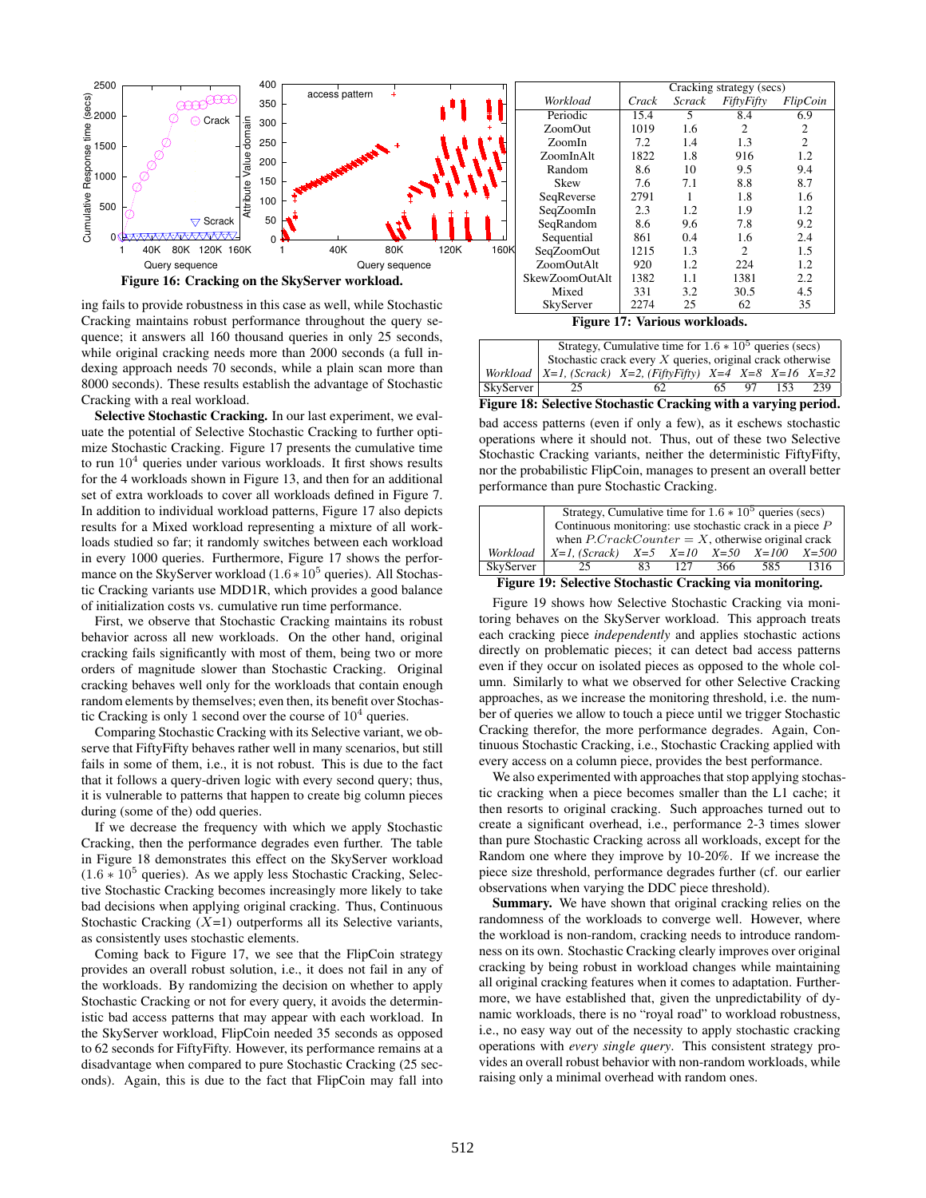Figure 16: Cracking on the SkyServer workload.

ing fails to provide robustness in this case as well, while Stochastic Cracking maintains robust performance throughout the query sequence; it answers all 160 thousand queries in only 25 seconds, while original cracking needs more than 2000 seconds (a full indexing approach needs 70 seconds, while a plain scan more than 8000 seconds). These results establish the advantage of Stochastic Cracking with a real workload.

**Selective Stochastic Cracking.** In our last experiment, we evaluate the potential of Selective Stochastic Cracking to further optimize Stochastic Cracking. Figure 17 presents the cumulative time to run $10^4$ queries under various workloads. It first shows results for the 4 workloads shown in Figure 13, and then for an additional set of extra workloads to cover all workloads defined in Figure 7. In addition to individual workload patterns, Figure 17 also depicts results for a Mixed workload representing a mixture of all workloads studied so far; it randomly switches between each workload in every 1000 queries. Furthermore, Figure 17 shows the performance on the SkyServer workload ($1.6 * 10^5$ queries). All Stochastic Cracking variants use MDD1R, which provides a good balance of initialization costs vs. cumulative run time performance.

First, we observe that Stochastic Cracking maintains its robust behavior across all new workloads. On the other hand, original cracking fails significantly with most of them, being two or more orders of magnitude slower than Stochastic Cracking. Original cracking behaves well only for the workloads that contain enough random elements by themselves; even then, its benefit over Stochastic Cracking is only 1 second over the course of $10^4$ queries.

Comparing Stochastic Cracking with its Selective variant, we observe that FiftyFifty behaves rather well in many scenarios, but still fails in some of them, i.e., it is not robust. This is due to the fact that it follows a query-driven logic with every second query; thus, it is vulnerable to patterns that happen to create big column pieces during (some of the) odd queries.

If we decrease the frequency with which we apply Stochastic Cracking, then the performance degrades even further. The table in Figure 18 demonstrates this effect on the SkyServer workload ($1.6 * 10^5$ queries). As we apply less Stochastic Cracking, Selective Stochastic Cracking becomes increasingly more likely to take bad decisions when applying original cracking. Thus, Continuous Stochastic Cracking ($X$=1) outperforms all its Selective variants, as consistently uses stochastic elements.

Coming back to Figure 17, we see that the FlipCoin strategy provides an overall robust solution, i.e., it does not fail in any of the workloads. By randomizing the decision on whether to apply Stochastic Cracking or not for every query, it avoids the deterministic bad access patterns that may appear with each workload. In the SkyServer workload, FlipCoin needed 35 seconds as opposed to 62 seconds for FiftyFifty. However, its performance remains at a disadvantage when compared to pure Stochastic Cracking (25 seconds). Again, this is due to the fact that FlipCoin may fall into

| Workload | Cracking strategy (secs) | | | |
|---|---|---|---|---|
| | *Crack* | *Scrack* | *FiftyFifty* | *FlipCoin* |
| Periodic | 15.4 | 5 | 8.4 | 6.9 |
| ZoomOut | 1019 | 1.6 | 2 | 2 |
| ZoomIn | 7.2 | 1.4 | 1.3 | 2 |
| ZoomInAlt | 1822 | 1.8 | 916 | 1.2 |
| Random | 8.6 | 10 | 9.5 | 9.4 |
| Skew | 7.6 | 7.1 | 8.8 | 8.7 |
| SeqReverse | 2791 | 1 | 1.8 | 1.6 |
| SeqZoomIn | 2.3 | 1.2 | 1.9 | 1.2 |
| SeqRandom | 8.6 | 9.6 | 7.8 | 9.2 |
| Sequential | 861 | 0.4 | 1.6 | 2.4 |
| SeqZoomOut | 1215 | 1.3 | 2 | 1.5 |
| ZoomOutAlt | 920 | 1.2 | 224 | 1.2 |
| SkewZoomOutAlt | 1382 | 1.1 | 1381 | 2.2 |
| Mixed | 331 | 3.2 | 30.5 | 4.5 |
| SkyServer | 2274 | 25 | 62 | 35 |

Figure 17: Various workloads.

| Workload | Strategy, Cumulative time for $1.6 * 10^5$ queries (secs) Stochastic crack every $X$ queries, original crack otherwise | | | | | |
|---|---|---|---|---|---|---|
| | *X=1, (Scrack)* | *X=2, (FiftyFifty)* | *X=4* | *X=8* | *X=16* | *X=32* |
| SkyServer | 25 | 62 | 65 | 97 | 153 | 239 |

Figure 18: Selective Stochastic Cracking with a varying period.

bad access patterns (even if only a few), as it eschews stochastic operations where it should not. Thus, out of these two Selective Stochastic Cracking variants, neither the deterministic FiftyFifty, nor the probabilistic FlipCoin, manages to present an overall better performance than pure Stochastic Cracking.

| Workload | Strategy, Cumulative time for $1.6 * 10^5$ queries (secs) Continuous monitoring: use stochastic crack in a piece $P$ when $P.CrackCounter = X$, otherwise original crack | | | | | |
|---|---|---|---|---|---|---|
| | *X=1, (Scrack)* | *X=5* | *X=10* | *X=50* | *X=100* | *X=500* |
| SkyServer | 25 | 83 | 127 | 366 | 585 | 1316 |

Figure 19: Selective Stochastic Cracking via monitoring.

Figure 19 shows how Selective Stochastic Cracking via monitoring behaves on the SkyServer workload. This approach treats each cracking piece *independently* and applies stochastic actions directly on problematic pieces; it can detect bad access patterns even if they occur on isolated pieces as opposed to the whole column. Similarly to what we observed for other Selective Cracking approaches, as we increase the monitoring threshold, i.e. the number of queries we allow to touch a piece until we trigger Stochastic Cracking therefor, the more performance degrades. Again, Continuous Stochastic Cracking, i.e., Stochastic Cracking applied with every access on a column piece, provides the best performance.

We also experimented with approaches that stop applying stochastic cracking when a piece becomes smaller than the L1 cache; it then resorts to original cracking. Such approaches turned out to create a significant overhead, i.e., performance 2-3 times slower than pure Stochastic Cracking across all workloads, except for the Random one where they improve by 10-20%. If we increase the piece size threshold, performance degrades further (cf. our earlier observations when varying the DDC piece threshold).

**Summary.** We have shown that original cracking relies on the randomness of the workloads to converge well. However, where the workload is non-random, cracking needs to introduce randomness on its own. Stochastic Cracking clearly improves over original cracking by being robust in workload changes while maintaining all original cracking features when it comes to adaptation. Furthermore, we have established that, given the unpredictability of dynamic workloads, there is no "royal road" to workload robustness, i.e., no easy way out of the necessity to apply stochastic cracking operations with *every single query*. This consistent strategy provides an overall robust behavior with non-random workloads, while raising only a minimal overhead with random ones.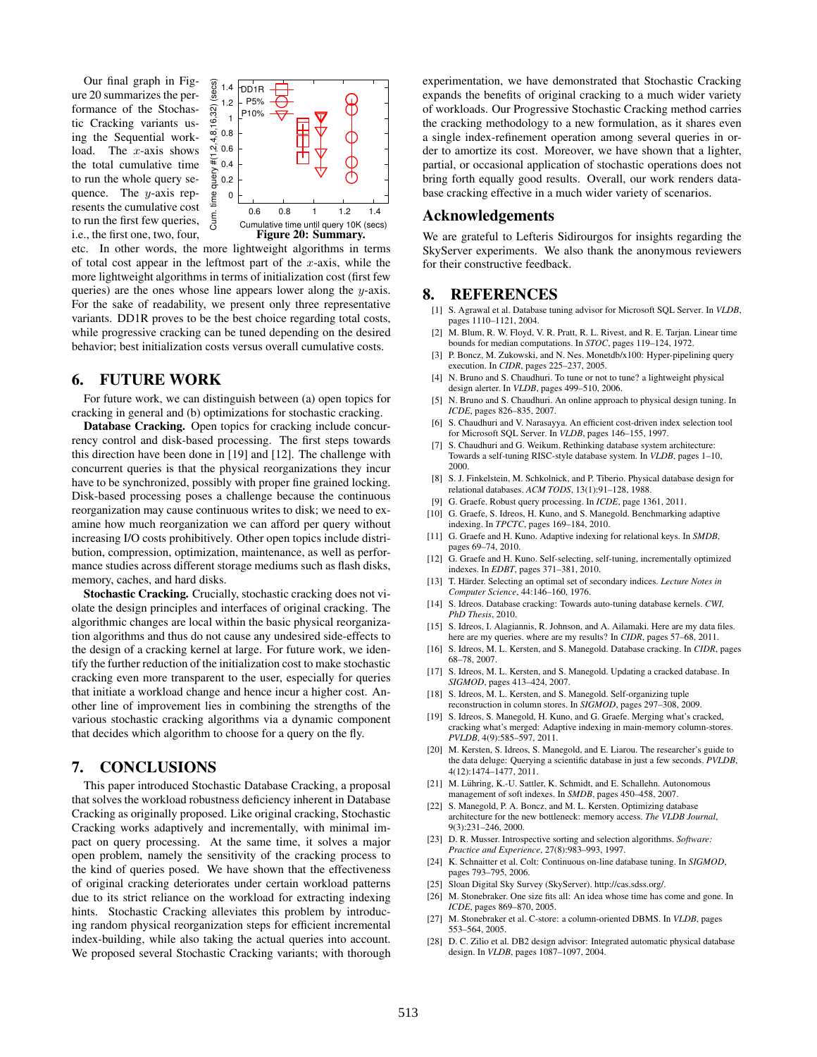Our final graph in Figure 20 summarizes the performance of the Stochastic Cracking variants using the Sequential workload. The $x$-axis shows the total cumulative time to run the whole query sequence. The $y$-axis represents the cumulative cost to run the first few queries, i.e., the first one, two, four, etc. In other words, the more lightweight algorithms in terms of total cost appear in the leftmost part of the $x$-axis, while the more lightweight algorithms in terms of initialization cost (first few queries) are the ones whose line appears lower along the $y$-axis. For the sake of readability, we present only three representative variants. DD1R proves to be the best choice regarding total costs, while progressive cracking can be tuned depending on the desired behavior; best initialization costs versus overall cumulative costs.

Cum. time query #(1,2,4,8,16,32) (secs)

1.4
1.2
1
0.8
0.6
0.4
0.2
0

DD1R
P5%
P10%

0.6
0.8
1
1.2
1.4

Cumulative time until query 10K (secs)

**Figure 20: Summary.**

## 6. FUTURE WORK

For future work, we can distinguish between (a) open topics for cracking in general and (b) optimizations for stochastic cracking.

**Database Cracking.** Open topics for cracking include concurrency control and disk-based processing. The first steps towards this direction have been done in [19] and [12]. The challenge with concurrent queries is that the physical reorganizations they incur have to be synchronized, possibly with proper fine grained locking. Disk-based processing poses a challenge because the continuous reorganization may cause continuous writes to disk; we need to examine how much reorganization we can afford per query without increasing I/O costs prohibitively. Other open topics include distribution, compression, optimization, maintenance, as well as performance studies across different storage mediums such as flash disks, memory, caches, and hard disks.

**Stochastic Cracking.** Crucially, stochastic cracking does not violate the design principles and interfaces of original cracking. The algorithmic changes are local within the basic physical reorganization algorithms and thus do not cause any undesired side-effects to the design of a cracking kernel at large. For future work, we identify the further reduction of the initialization cost to make stochastic cracking even more transparent to the user, especially for queries that initiate a workload change and hence incur a higher cost. Another line of improvement lies in combining the strengths of the various stochastic cracking algorithms via a dynamic component that decides which algorithm to choose for a query on the fly.

## 7. CONCLUSIONS

This paper introduced Stochastic Database Cracking, a proposal that solves the workload robustness deficiency inherent in Database Cracking as originally proposed. Like original cracking, Stochastic Cracking works adaptively and incrementally, with minimal impact on query processing. At the same time, it solves a major open problem, namely the sensitivity of the cracking process to the kind of queries posed. We have shown that the effectiveness of original cracking deteriorates under certain workload patterns due to its strict reliance on the workload for extracting indexing hints. Stochastic Cracking alleviates this problem by introducing random physical reorganization steps for efficient incremental index-building, while also taking the actual queries into account. We proposed several Stochastic Cracking variants; with thorough experimentation, we have demonstrated that Stochastic Cracking expands the benefits of original cracking to a much wider variety of workloads. Our Progressive Stochastic Cracking method carries the cracking methodology to a new formulation, as it shares even a single index-refinement operation among several queries in order to amortize its cost. Moreover, we have shown that a lighter, partial, or occasional application of stochastic cracking operations does not bring forth equally good results. Overall, our work renders database cracking effective in a much wider variety of scenarios.

## Acknowledgements

We are grateful to Lefteris Sidirourgos for insights regarding the SkyServer experiments. We also thank the anonymous reviewers for their constructive feedback.

## 8. REFERENCES

[1] S. Agrawal et al. Database tuning advisor for Microsoft SQL Server. In *VLDB*, pages 1110–1121, 2004.

[2] M. Blum, R. W. Floyd, V. R. Pratt, R. L. Rivest, and R. E. Tarjan. Linear time bounds for median computations. In *STOC*, pages 119–124, 1972.

[3] P. Boncz, M. Zukowski, and N. Nes. Monetdb/x100: Hyper-pipelining query execution. In *CIDR*, pages 225–237, 2005.

[4] N. Bruno and S. Chaudhuri. To tune or not to tune? a lightweight physical design alerter. In *VLDB*, pages 499–510, 2006.

[5] N. Bruno and S. Chaudhuri. An online approach to physical design tuning. In *ICDE*, pages 826–835, 2007.

[6] S. Chaudhuri and V. Narasayya. An efficient cost-driven index selection tool for Microsoft SQL Server. In *VLDB*, pages 146–155, 1997.

[7] S. Chaudhuri and G. Weikum. Rethinking database system architecture: Towards a self-tuning RISC-style database system. In *VLDB*, pages 1–10, 2000.

[8] S. J. Finkelstein, M. Schkolnick, and P. Tiberio. Physical database design for relational databases. *ACM TODS*, 13(1):91–128, 1988.

[9] G. Graefe. Robust query processing. In *ICDE*, page 1361, 2011.

[10] G. Graefe, S. Idreos, H. Kuno, and S. Manegold. Benchmarking adaptive indexing. In *TPCTC*, pages 169–184, 2010.

[11] G. Graefe and H. Kuno. Adaptive indexing for relational keys. In *SMDB*, pages 69–74, 2010.

[12] G. Graefe and H. Kuno. Self-selecting, self-tuning, incrementally optimized indexes. In *EDBT*, pages 371–381, 2010.

[13] T. Härder. Selecting an optimal set of secondary indices. *Lecture Notes in Computer Science*, 44:146–160, 1976.

[14] S. Idreos. Database cracking: Towards auto-tuning database kernels. *CWI, PhD Thesis*, 2010.

[15] S. Idreos, I. Alagiannis, R. Johnson, and A. Ailamaki. Here are my data files. here are my queries. where are my results? In *CIDR*, pages 57–68, 2011.

[16] S. Idreos, M. L. Kersten, and S. Manegold. Database cracking. In *CIDR*, pages 68–78, 2007.

[17] S. Idreos, M. L. Kersten, and S. Manegold. Updating a cracked database. In *SIGMOD*, pages 413–424, 2007.

[18] S. Idreos, M. L. Kersten, and S. Manegold. Self-organizing tuple reconstruction in column stores. In *SIGMOD*, pages 297–308, 2009.

[19] S. Idreos, S. Manegold, H. Kuno, and G. Graefe. Merging what's cracked, cracking what's merged: Adaptive indexing in main-memory column-stores. *PVLDB*, 4(9):585–597, 2011.

[20] M. Kersten, S. Idreos, S. Manegold, and E. Liarou. The researcher's guide to the data deluge: Querying a scientific database in just a few seconds. *PVLDB*, 4(12):1474–1477, 2011.

[21] M. Lühring, K.-U. Sattler, K. Schmidt, and E. Schallehn. Autonomous management of soft indexes. In *SMDB*, pages 450–458, 2007.

[22] S. Manegold, P. A. Boncz, and M. L. Kersten. Optimizing database architecture for the new bottleneck: memory access. *The VLDB Journal*, 9(3):231–246, 2000.

[23] D. R. Musser. Introspective sorting and selection algorithms. *Software: Practice and Experience*, 27(8):983–993, 1997.

[24] K. Schnaitter et al. Colt: Continuous on-line database tuning. In *SIGMOD*, pages 793–795, 2006.

[25] Sloan Digital Sky Survey (SkyServer). http://cas.sdss.org/.

[26] M. Stonebraker. One size fits all: An idea whose time has come and gone. In *ICDE*, pages 869–870, 2005.

[27] M. Stonebraker et al. C-store: a column-oriented DBMS. In *VLDB*, pages 553–564, 2005.

[28] D. C. Zilio et al. DB2 design advisor: Integrated automatic physical database design. In *VLDB*, pages 1087–1097, 2004.